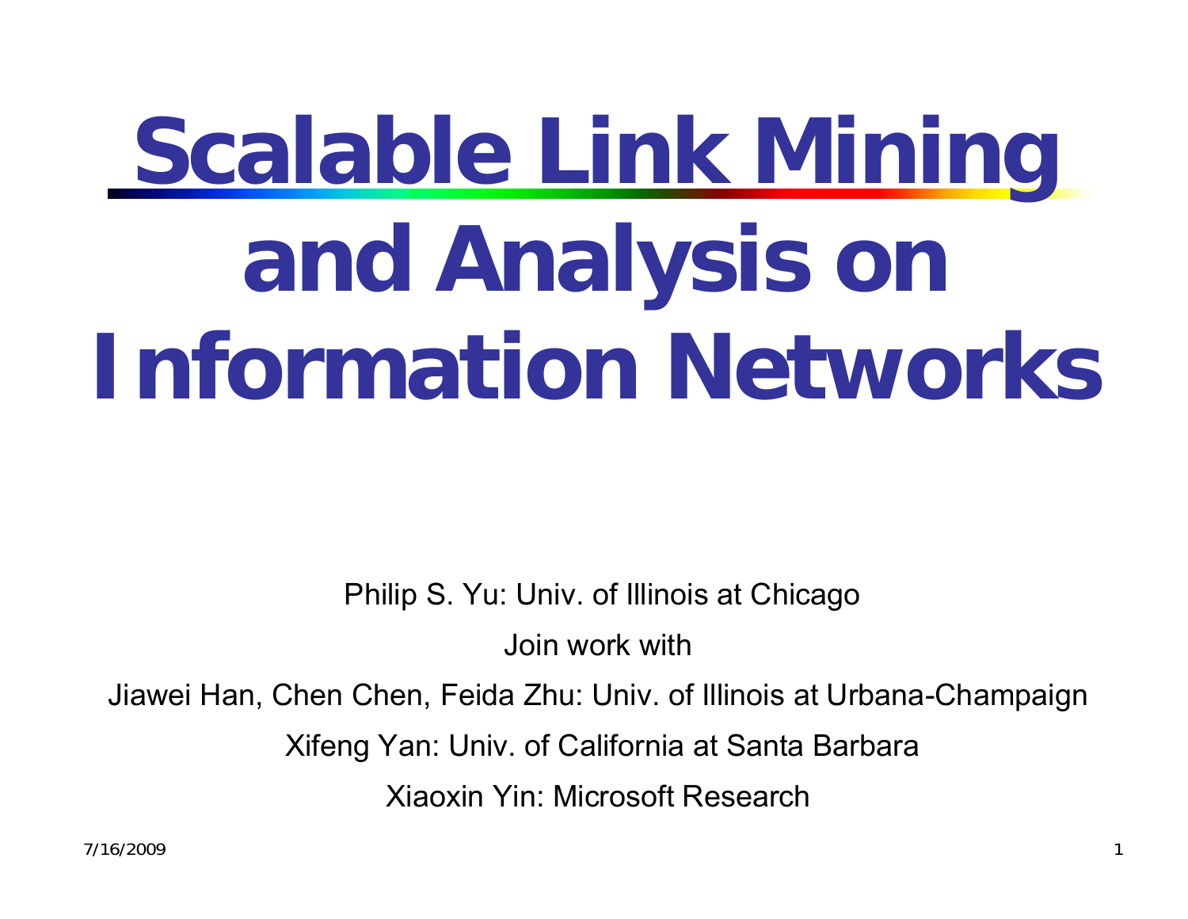# Scalable Link Mining and Analysis on Information Networks

Philip S. Yu: Univ. of Illinois at Chicago

Join work with

Jiawei Han, Chen Chen, Feida Zhu: Univ. of Illinois at Urbana-Champaign

Xifeng Yan: Univ. of California at Santa Barbara

Xiaoxin Yin: Microsoft Research

7/16/2009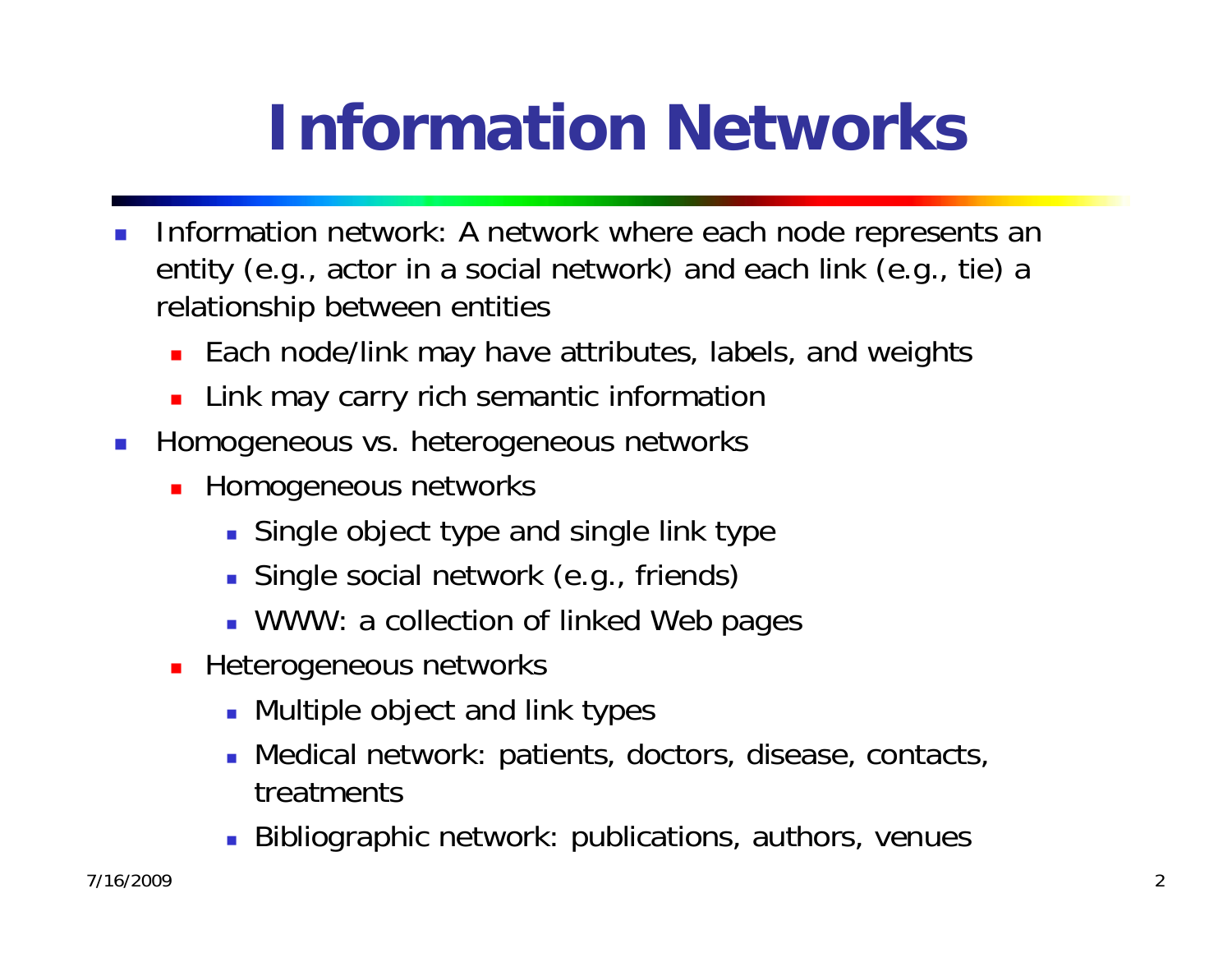# Information Networks

- Information network: A network where each node represents an entity (e.g., actor in a social network) and each link (e.g., tie) a relationship between entities
  - Each node/link may have attributes, labels, and weights
  - Link may carry rich semantic information
- Homogeneous vs. heterogeneous networks
  - Homogeneous networks
    - Single object type and single link type
    - Single social network (e.g., friends)
    - WWW: a collection of linked Web pages
  - Heterogeneous networks
    - Multiple object and link types
    - Medical network: patients, doctors, disease, contacts, treatments
    - Bibliographic network: publications, authors, venues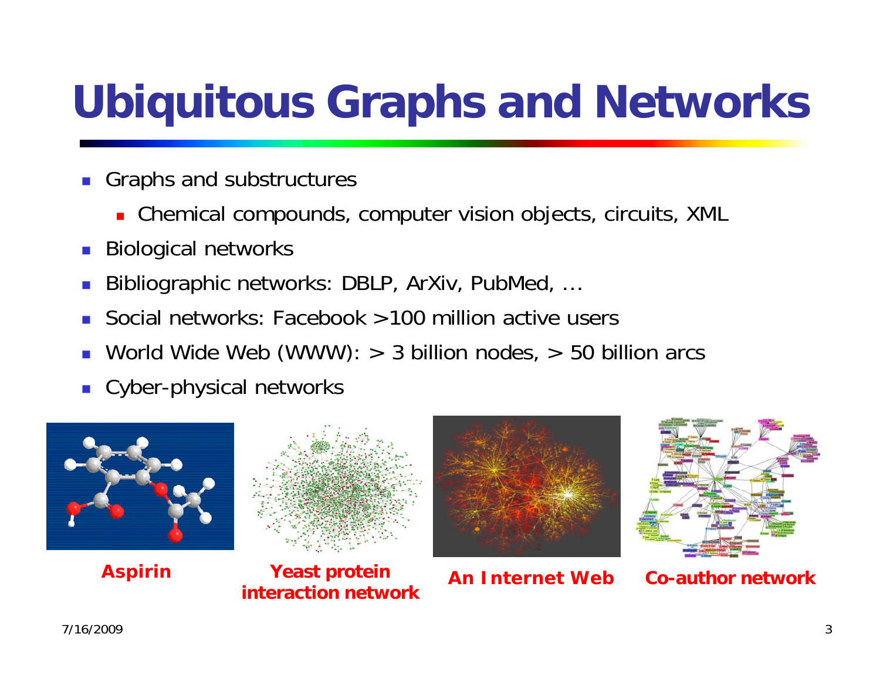# Ubiquitous Graphs and Networks

- Graphs and substructures
  - Chemical compounds, computer vision objects, circuits, XML
- Biological networks
- Bibliographic networks: DBLP, ArXiv, PubMed, …
- Social networks: Facebook >100 million active users
- World Wide Web (WWW): > 3 billion nodes, > 50 billion arcs
- Cyber-physical networks

**Aspirin** **Yeast protein interaction network** **An Internet Web** **Co-author network**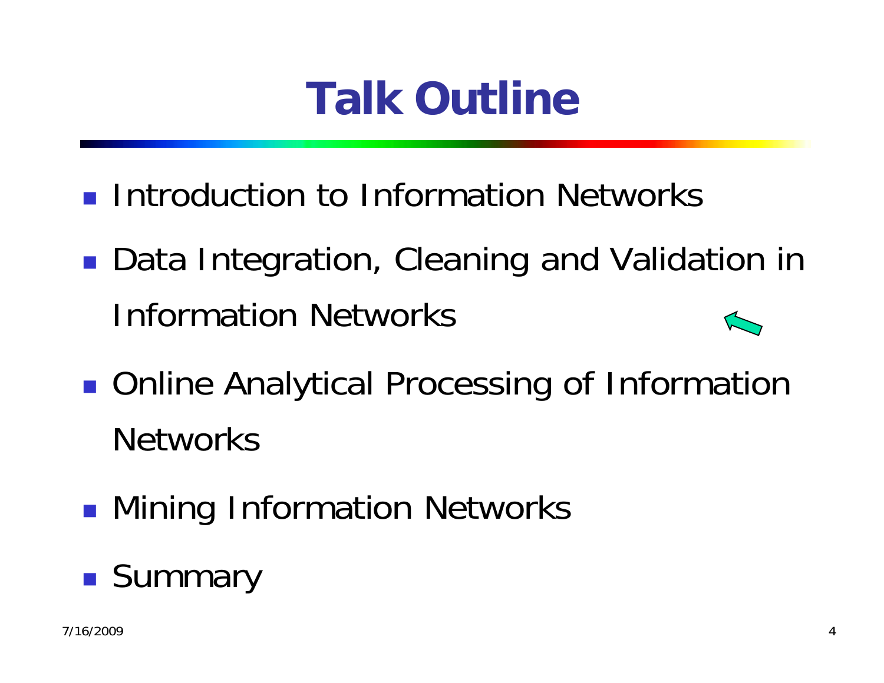# Talk Outline

- Introduction to Information Networks
- Data Integration, Cleaning and Validation in Information Networks
- Online Analytical Processing of Information Networks
- Mining Information Networks
- Summary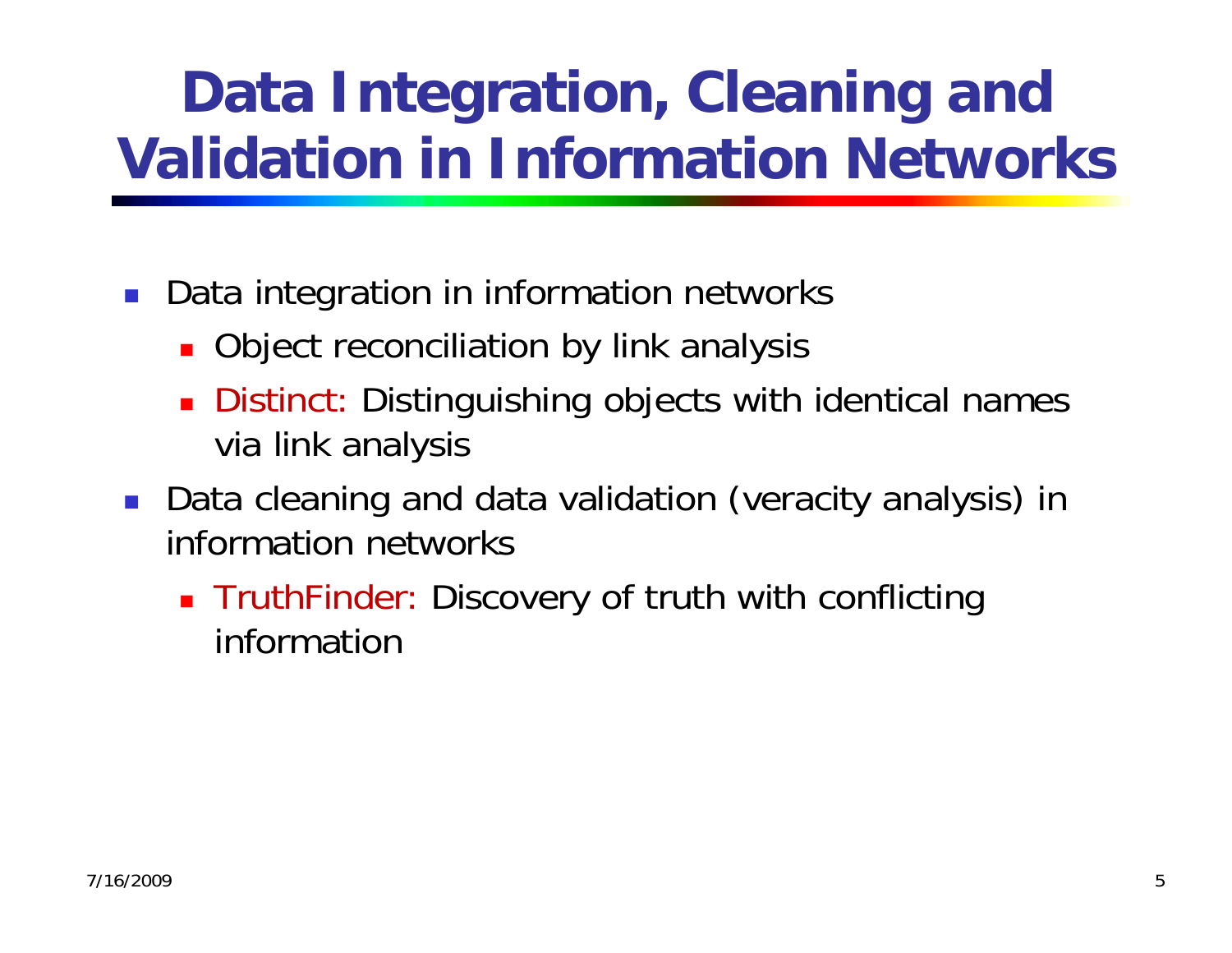# Data Integration, Cleaning and Validation in Information Networks

- Data integration in information networks
  - Object reconciliation by link analysis
  - Distinct: Distinguishing objects with identical names via link analysis
- Data cleaning and data validation (veracity analysis) in information networks
  - TruthFinder: Discovery of truth with conflicting information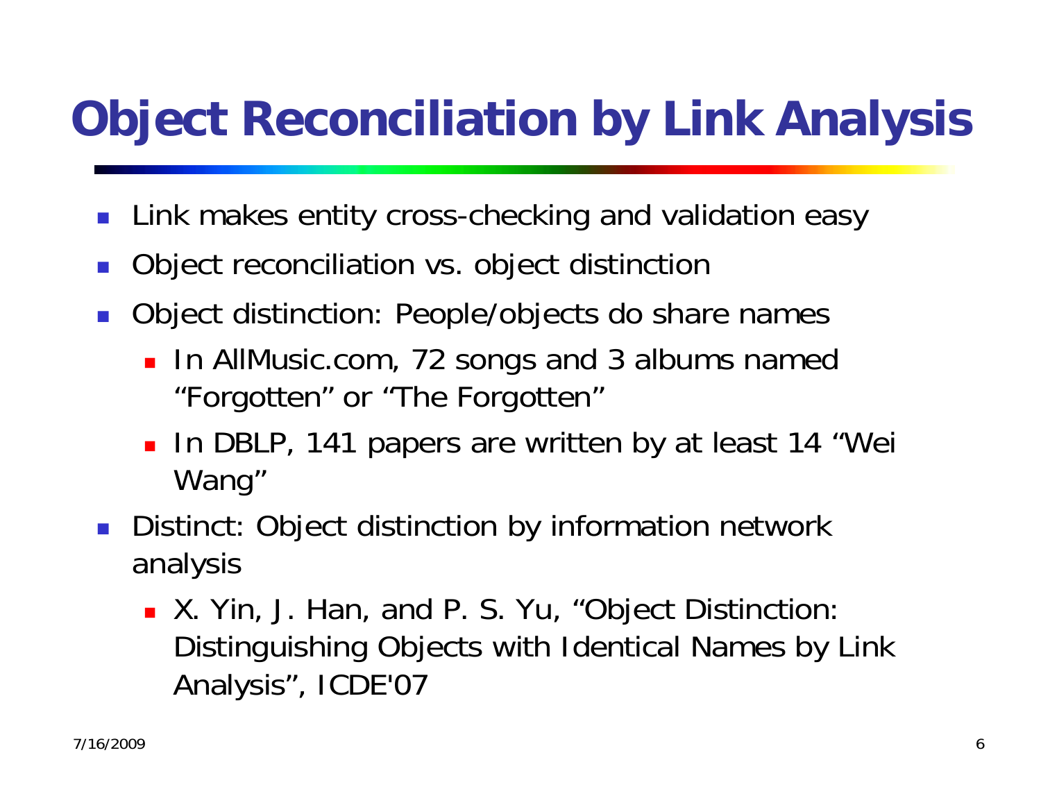# Object Reconciliation by Link Analysis

- Link makes entity cross-checking and validation easy
- Object reconciliation vs. object distinction
- Object distinction: People/objects do share names
  - In AllMusic.com, 72 songs and 3 albums named "Forgotten" or "The Forgotten"
  - In DBLP, 141 papers are written by at least 14 "Wei Wang"
- Distinct: Object distinction by information network analysis
  - X. Yin, J. Han, and P. S. Yu, "Object Distinction: Distinguishing Objects with Identical Names by Link Analysis", ICDE'07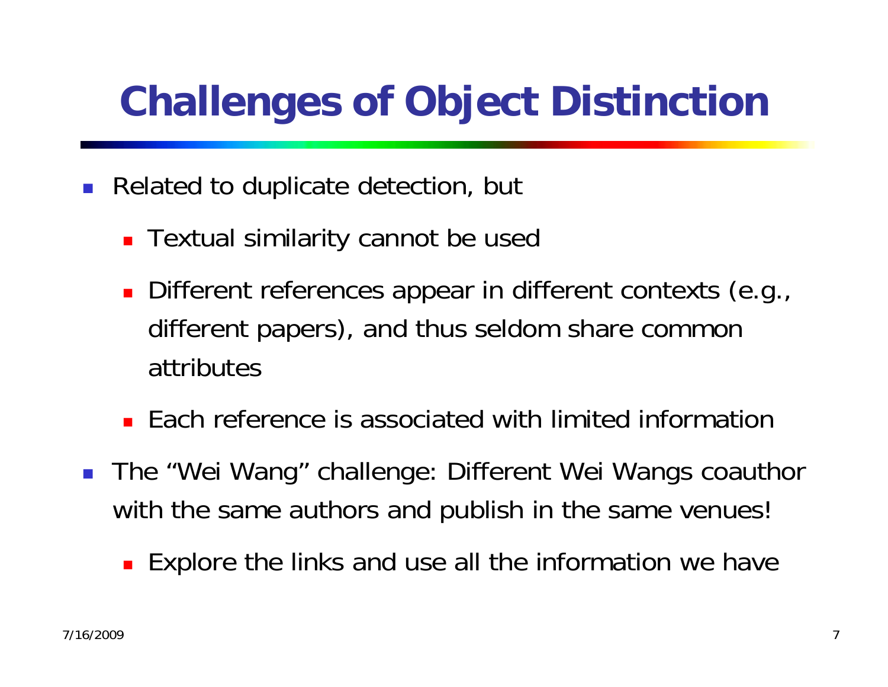# Challenges of Object Distinction

- Related to duplicate detection, but
  - Textual similarity cannot be used
  - Different references appear in different contexts (e.g., different papers), and thus seldom share common attributes
  - Each reference is associated with limited information
- The "Wei Wang" challenge: Different Wei Wangs coauthor with the same authors and publish in the same venues!
  - Explore the links and use all the information we have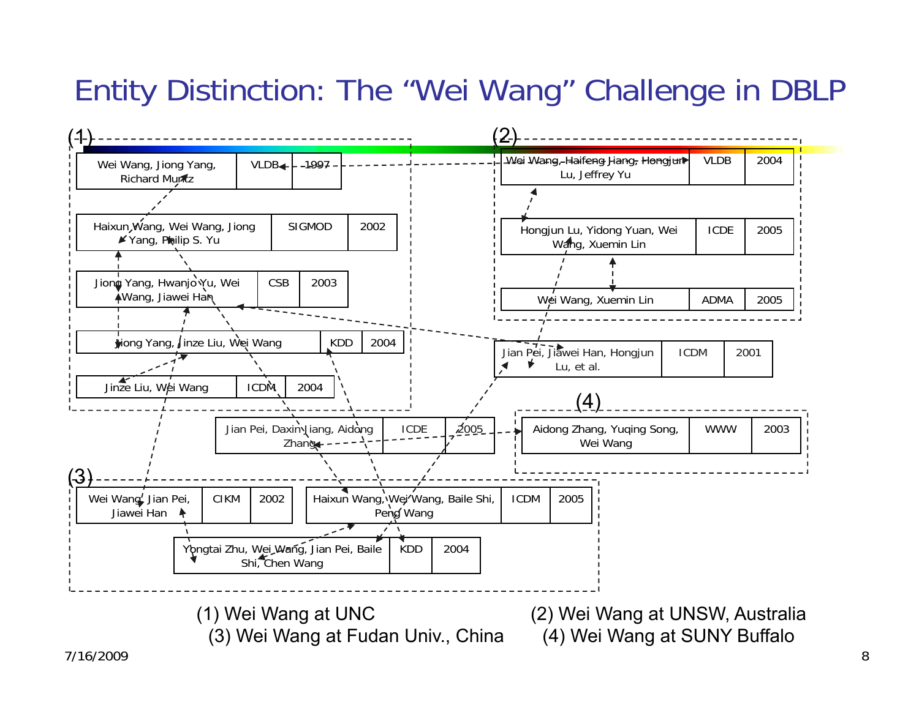# Entity Distinction: The "Wei Wang" Challenge in DBLP

(1)

| Authors | Venue | Year |
|---|---|---|
| Wei Wang, Jiong Yang, Richard Muntz | VLDB | 1997 |
| Haixun Wang, Wei Wang, Jiong Yang, Philip S. Yu | SIGMOD | 2002 |
| Jiong Yang, Hwanjo Yu, Wei Wang, Jiawei Han | CSB | 2003 |
| Jiong Yang, Jinze Liu, Wei Wang | KDD | 2004 |
| Jinze Liu, Wei Wang | ICDM | 2004 |

(2)

| Authors | Venue | Year |
|---|---|---|
| Wei Wang, Haifeng Jiang, Hongjun Lu, Jeffrey Yu | VLDB | 2004 |
| Hongjun Lu, Yidong Yuan, Wei Wang, Xuemin Lin | ICDE | 2005 |
| Wei Wang, Xuemin Lin | ADMA | 2005 |

| Authors | Venue | Year |
|---|---|---|
| Jian Pei, Jiawei Han, Hongjun Lu, et al. | ICDM | 2001 |
| Jian Pei, Daxin Jiang, Aidong Zhang | ICDE | 2005 |

(4)

| Authors | Venue | Year |
|---|---|---|
| Aidong Zhang, Yuqing Song, Wei Wang | WWW | 2003 |

(3)

| Authors | Venue | Year |
|---|---|---|
| Wei Wang, Jian Pei, Jiawei Han | CIKM | 2002 |
| Haixun Wang, Wei Wang, Baile Shi, Peng Wang | ICDM | 2005 |
| Yongtai Zhu, Wei Wang, Jian Pei, Baile Shi, Chen Wang | KDD | 2004 |

(1) Wei Wang at UNC
(2) Wei Wang at UNSW, Australia
(3) Wei Wang at Fudan Univ., China
(4) Wei Wang at SUNY Buffalo

7/16/2009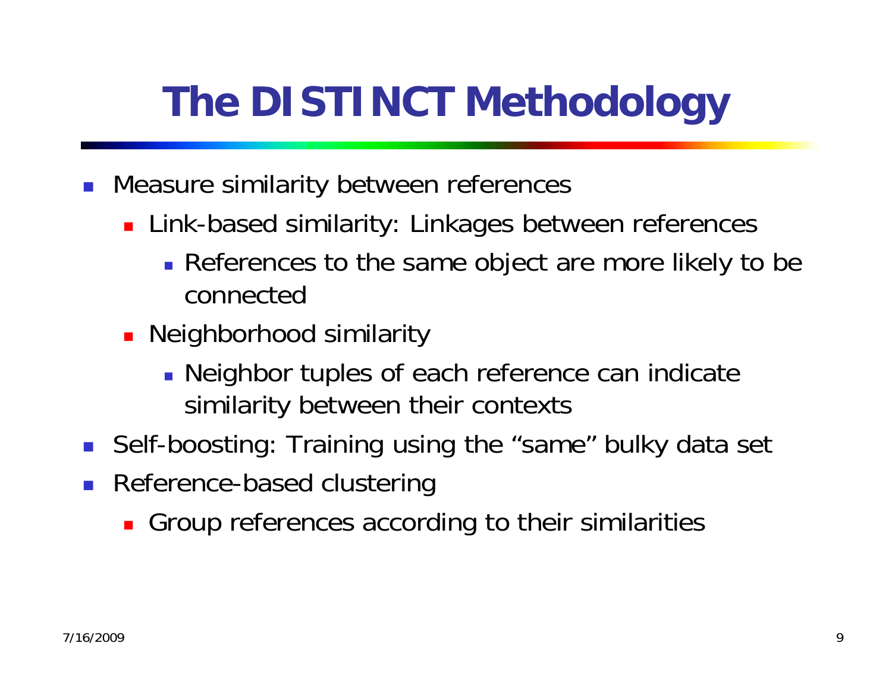# The DISTINCT Methodology

- Measure similarity between references
  - Link-based similarity: Linkages between references
    - References to the same object are more likely to be connected
  - Neighborhood similarity
    - Neighbor tuples of each reference can indicate similarity between their contexts
- Self-boosting: Training using the “same” bulky data set
- Reference-based clustering
  - Group references according to their similarities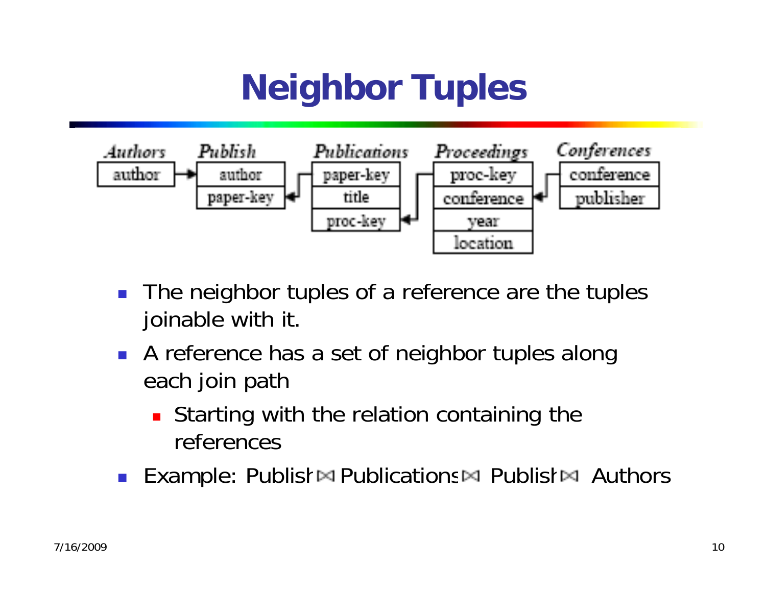# Neighbor Tuples

| Authors | Publish | Publications | Proceedings | Conferences |
|---|---|---|---|---|
| author | author | paper-key | proc-key | conference |
| | paper-key | title | conference | publisher |
| | | proc-key | year | |
| | | | location | |

- The neighbor tuples of a reference are the tuples joinable with it.
- A reference has a set of neighbor tuples along each join path
  - Starting with the relation containing the references
- Example: Publish ⋈ Publications ⋈ Publish ⋈ Authors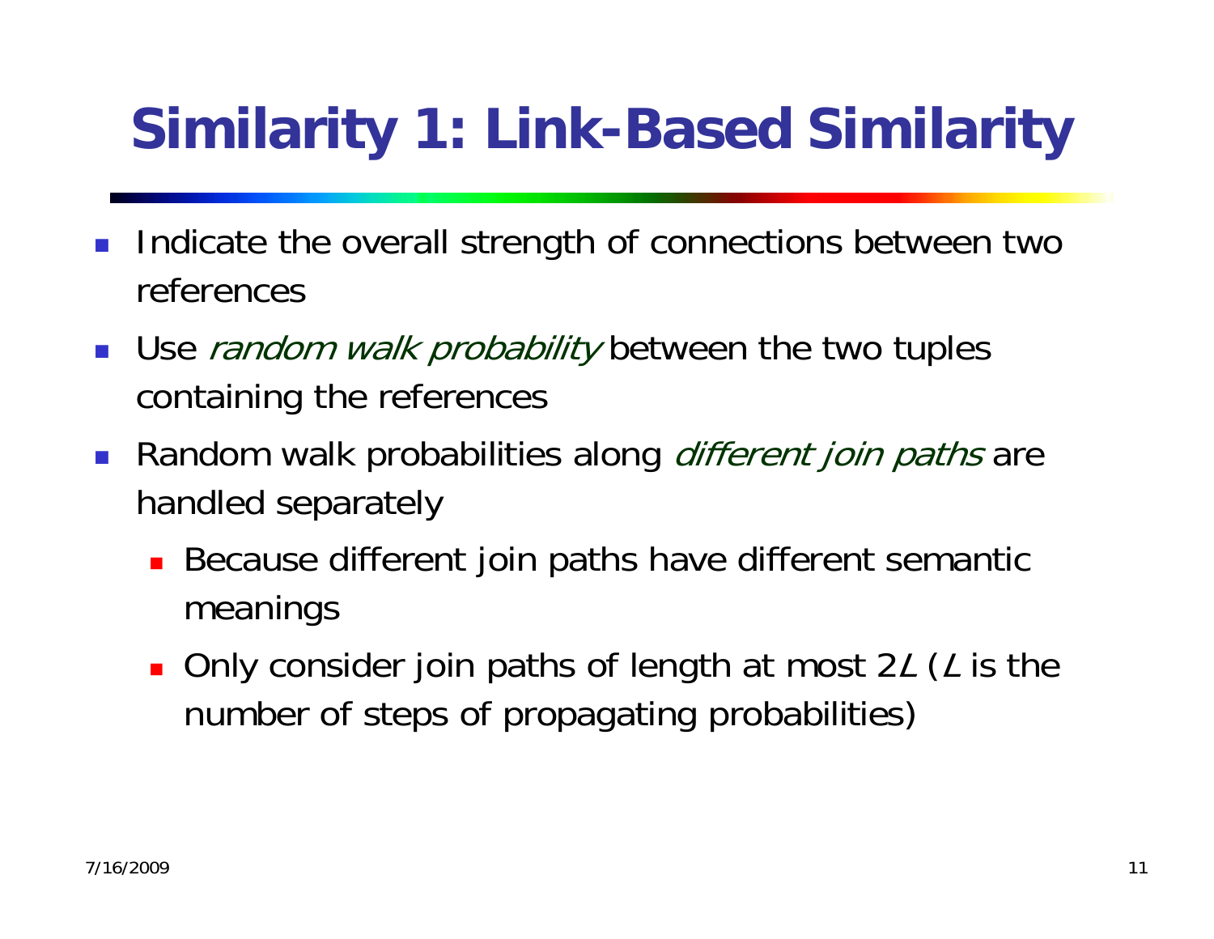# Similarity 1: Link-Based Similarity

- Indicate the overall strength of connections between two references
- Use *random walk probability* between the two tuples containing the references
- Random walk probabilities along *different join paths* are handled separately
  - Because different join paths have different semantic meanings
  - Only consider join paths of length at most $2L$ ($L$ is the number of steps of propagating probabilities)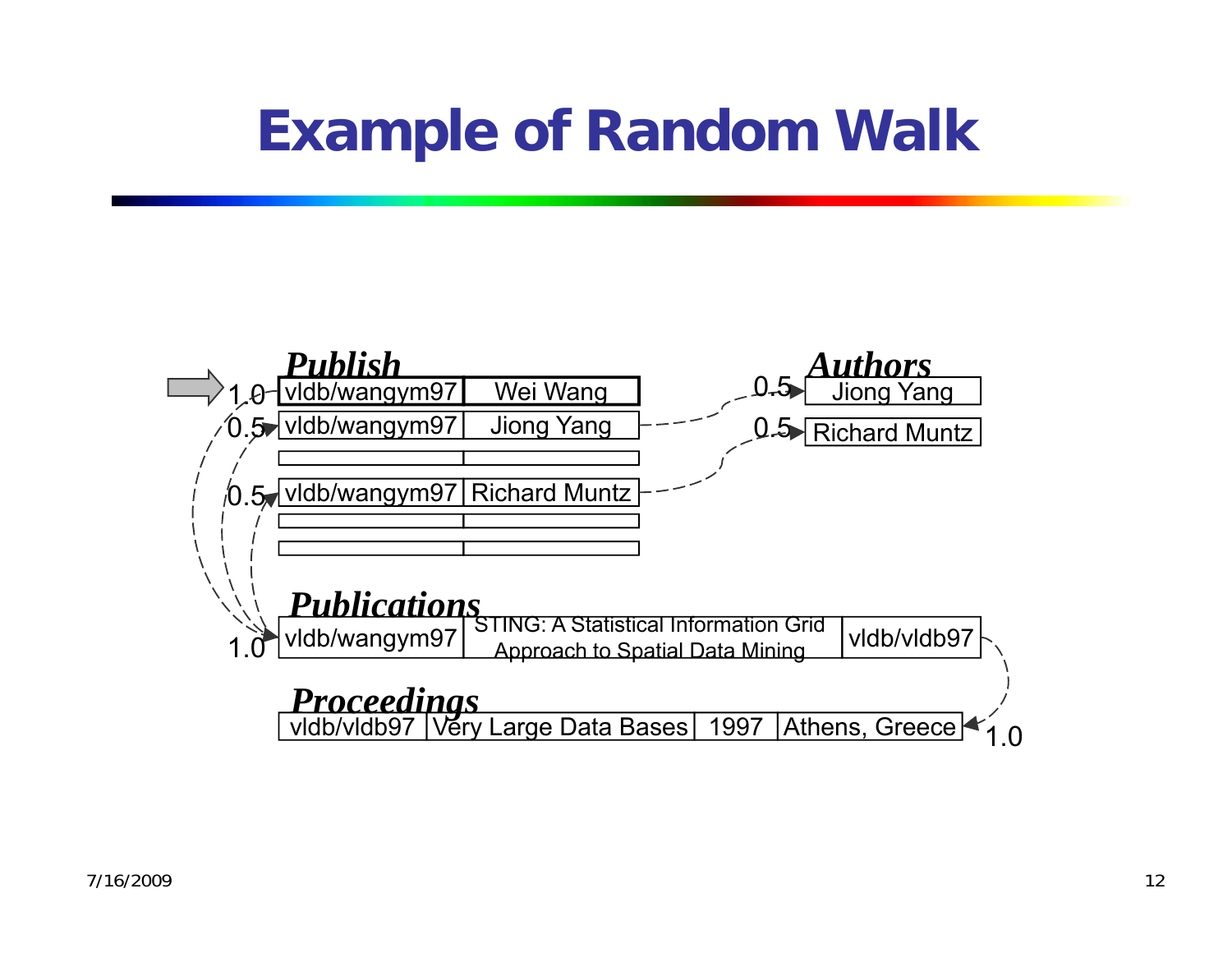# Example of Random Walk

**Publish**

| | |
|---|---|
| 1.0 vldb/wangym97 | Wei Wang |
| 0.5 vldb/wangym97 | Jiong Yang |
| | |
| 0.5 vldb/wangym97 | Richard Muntz |
| | |
| | |

**Authors**

| |
|---|
| 0.5 Jiong Yang |
| 0.5 Richard Muntz |

**Publications**

| | | |
|---|---|---|
| 1.0 vldb/wangym97 | STING: A Statistical Information Grid Approach to Spatial Data Mining | vldb/vldb97 |

**Proceedings**

| | | | |
|---|---|---|---|
| vldb/vldb97 | Very Large Data Bases | 1997 | Athens, Greece 1.0 |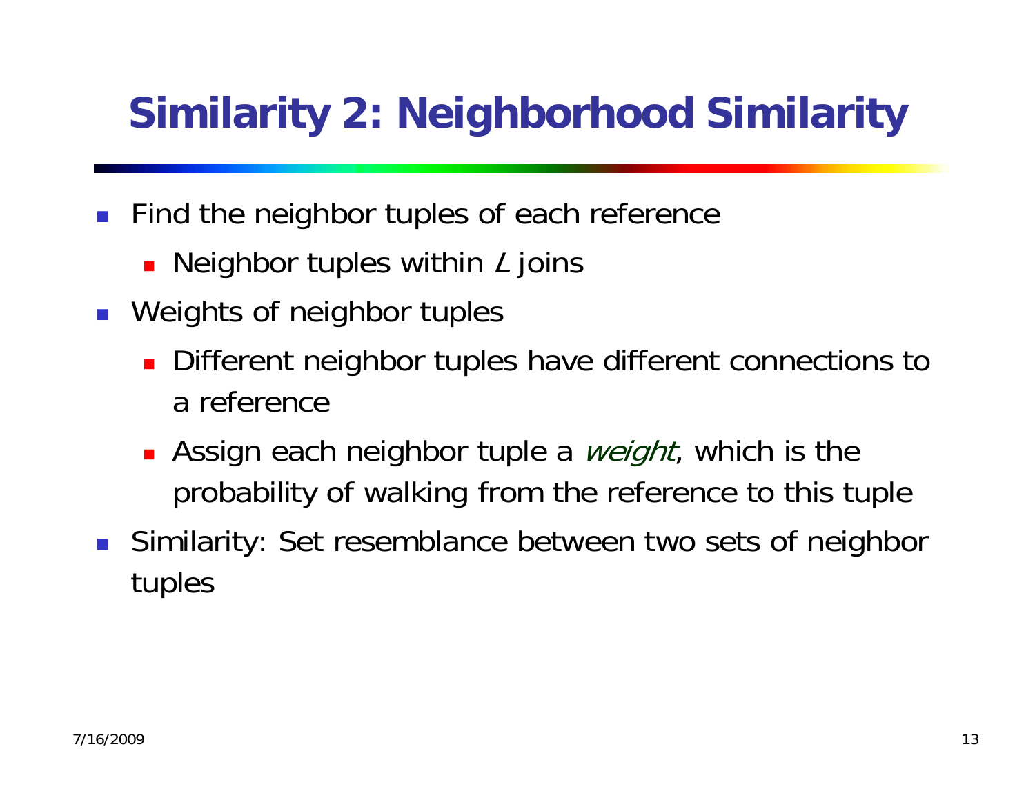# Similarity 2: Neighborhood Similarity

- Find the neighbor tuples of each reference
  - Neighbor tuples within $L$ joins
- Weights of neighbor tuples
  - Different neighbor tuples have different connections to a reference
  - Assign each neighbor tuple a *weight*, which is the probability of walking from the reference to this tuple
- Similarity: Set resemblance between two sets of neighbor tuples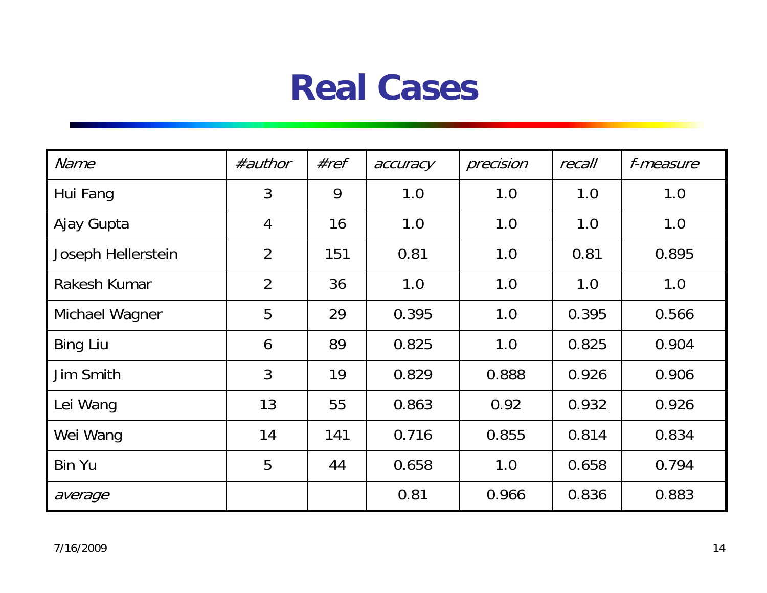# Real Cases

| *Name* | *#author* | *#ref* | *accuracy* | *precision* | *recall* | *f-measure* |
|---|---|---|---|---|---|---|
| Hui Fang | 3 | 9 | 1.0 | 1.0 | 1.0 | 1.0 |
| Ajay Gupta | 4 | 16 | 1.0 | 1.0 | 1.0 | 1.0 |
| Joseph Hellerstein | 2 | 151 | 0.81 | 1.0 | 0.81 | 0.895 |
| Rakesh Kumar | 2 | 36 | 1.0 | 1.0 | 1.0 | 1.0 |
| Michael Wagner | 5 | 29 | 0.395 | 1.0 | 0.395 | 0.566 |
| Bing Liu | 6 | 89 | 0.825 | 1.0 | 0.825 | 0.904 |
| Jim Smith | 3 | 19 | 0.829 | 0.888 | 0.926 | 0.906 |
| Lei Wang | 13 | 55 | 0.863 | 0.92 | 0.932 | 0.926 |
| Wei Wang | 14 | 141 | 0.716 | 0.855 | 0.814 | 0.834 |
| Bin Yu | 5 | 44 | 0.658 | 1.0 | 0.658 | 0.794 |
| *average* | | | 0.81 | 0.966 | 0.836 | 0.883 |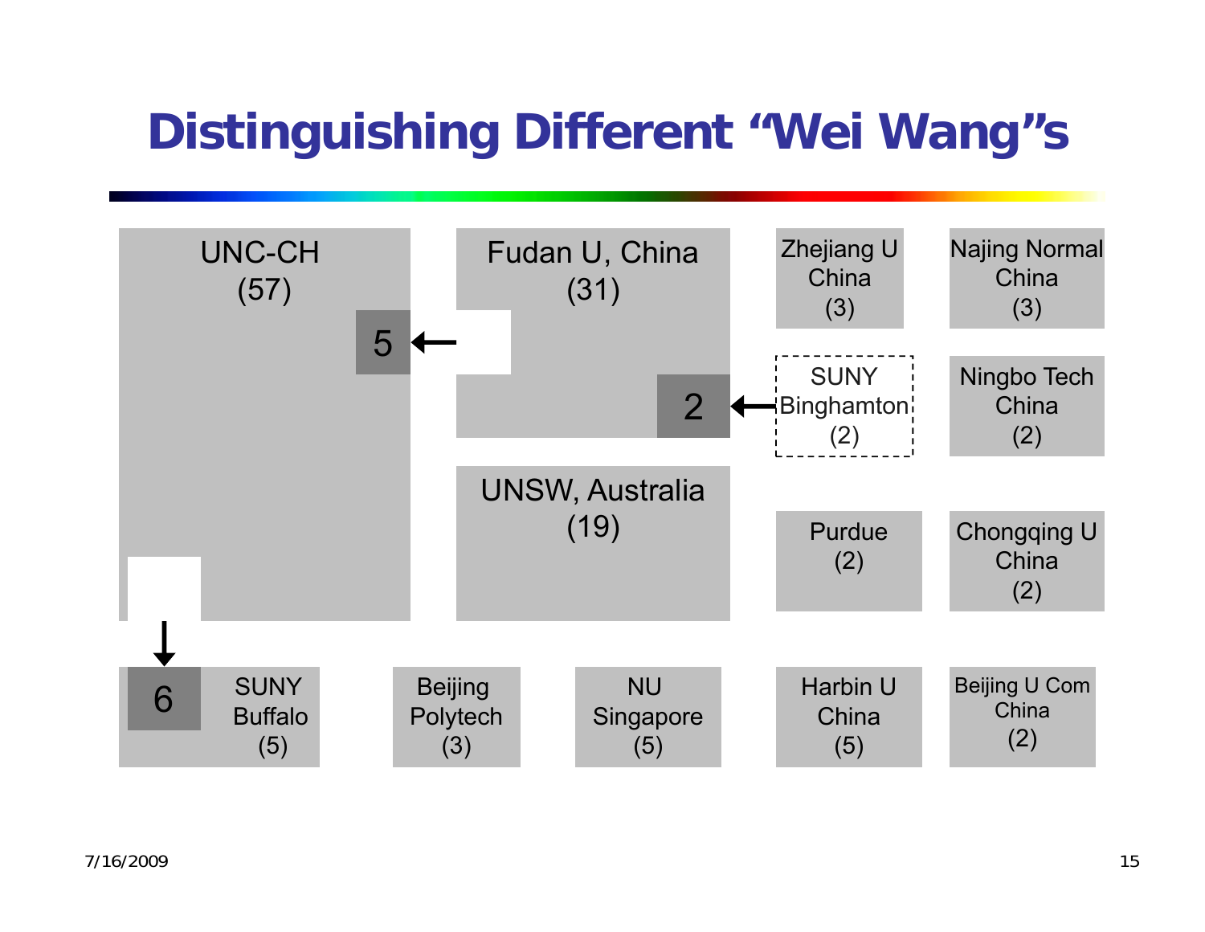# Distinguishing Different "Wei Wang"s

UNC-CH (57)

5

Fudan U, China (31)

2

Zhejiang U China (3)

Najing Normal China (3)

SUNY Binghamton (2)

Ningbo Tech China (2)

UNSW, Australia (19)

Purdue (2)

Chongqing U China (2)

6

SUNY Buffalo (5)

Beijing Polytech (3)

NU Singapore (5)

Harbin U China (5)

Beijing U Com China (2)

7/16/2009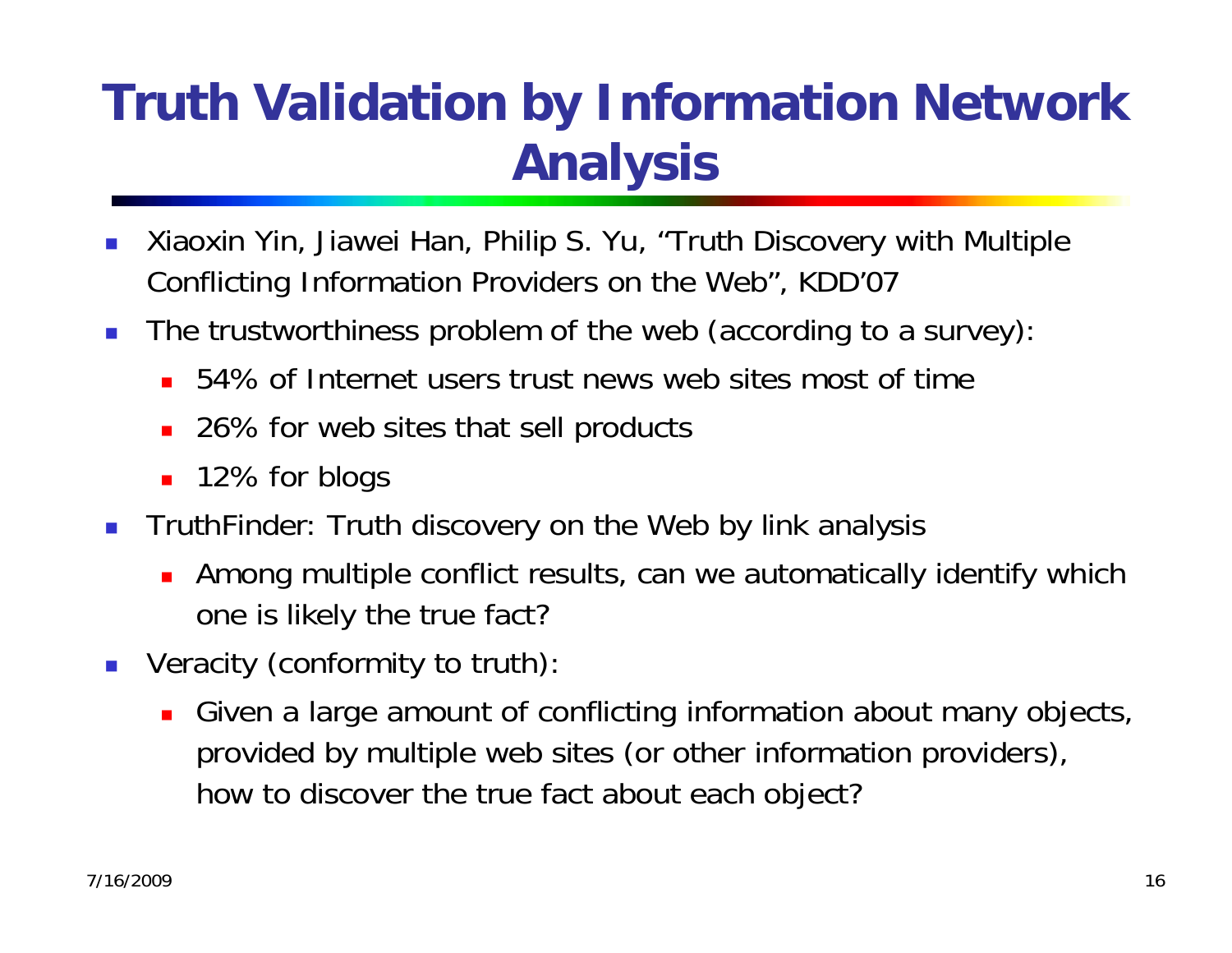# Truth Validation by Information Network Analysis

- Xiaoxin Yin, Jiawei Han, Philip S. Yu, "Truth Discovery with Multiple Conflicting Information Providers on the Web", KDD'07
- The trustworthiness problem of the web (according to a survey):
  - 54% of Internet users trust news web sites most of time
  - 26% for web sites that sell products
  - 12% for blogs
- TruthFinder: Truth discovery on the Web by link analysis
  - Among multiple conflict results, can we automatically identify which one is likely the true fact?
- Veracity (conformity to truth):
  - Given a large amount of conflicting information about many objects, provided by multiple web sites (or other information providers), how to discover the true fact about each object?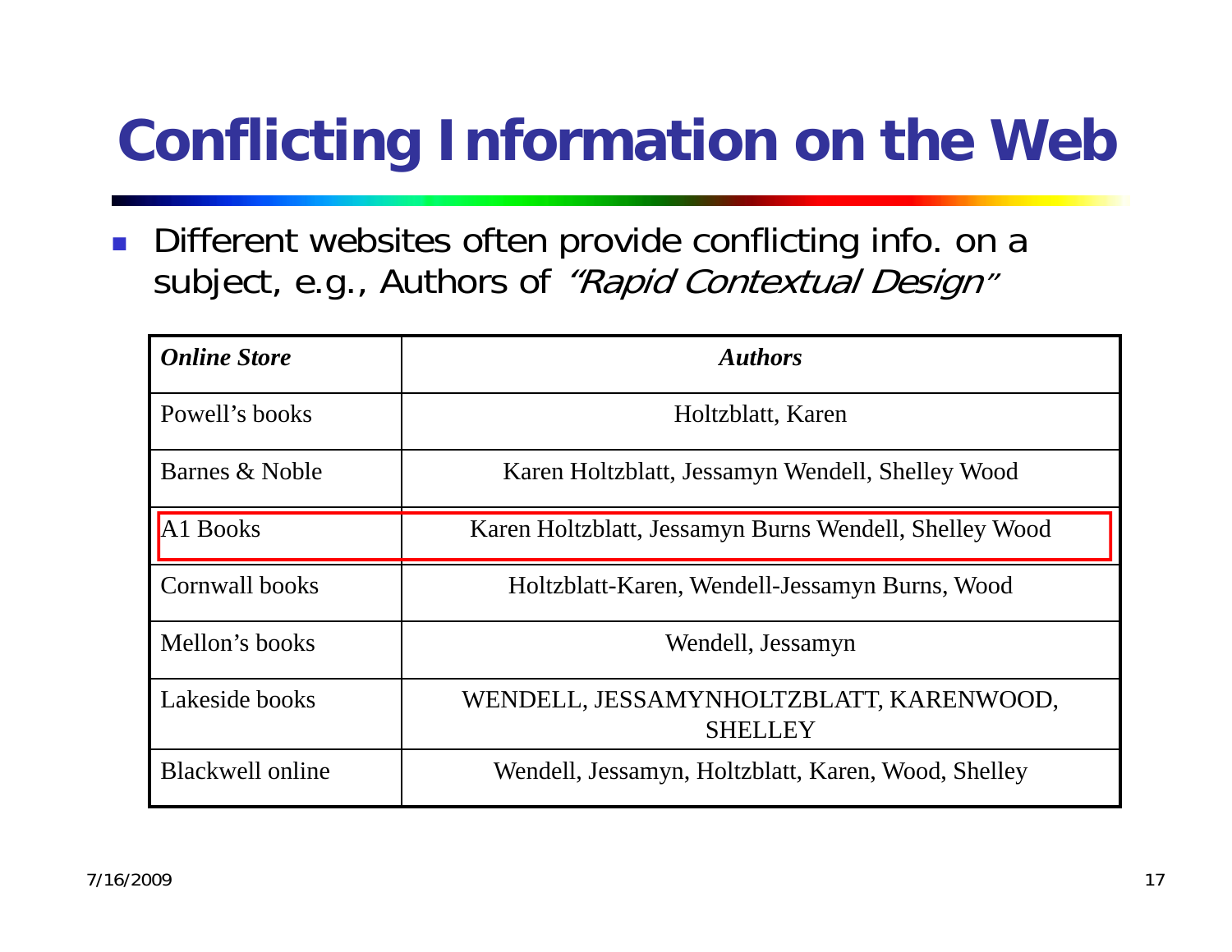# Conflicting Information on the Web

- Different websites often provide conflicting info. on a subject, e.g., Authors of *"Rapid Contextual Design"*

| ***Online Store*** | ***Authors*** |
| --- | --- |
| Powell's books | Holtzblatt, Karen |
| Barnes & Noble | Karen Holtzblatt, Jessamyn Wendell, Shelley Wood |
| A1 Books | Karen Holtzblatt, Jessamyn Burns Wendell, Shelley Wood |
| Cornwall books | Holtzblatt-Karen, Wendell-Jessamyn Burns, Wood |
| Mellon's books | Wendell, Jessamyn |
| Lakeside books | WENDELL, JESSAMYNHOLTZBLATT, KARENWOOD, SHELLEY |
| Blackwell online | Wendell, Jessamyn, Holtzblatt, Karen, Wood, Shelley |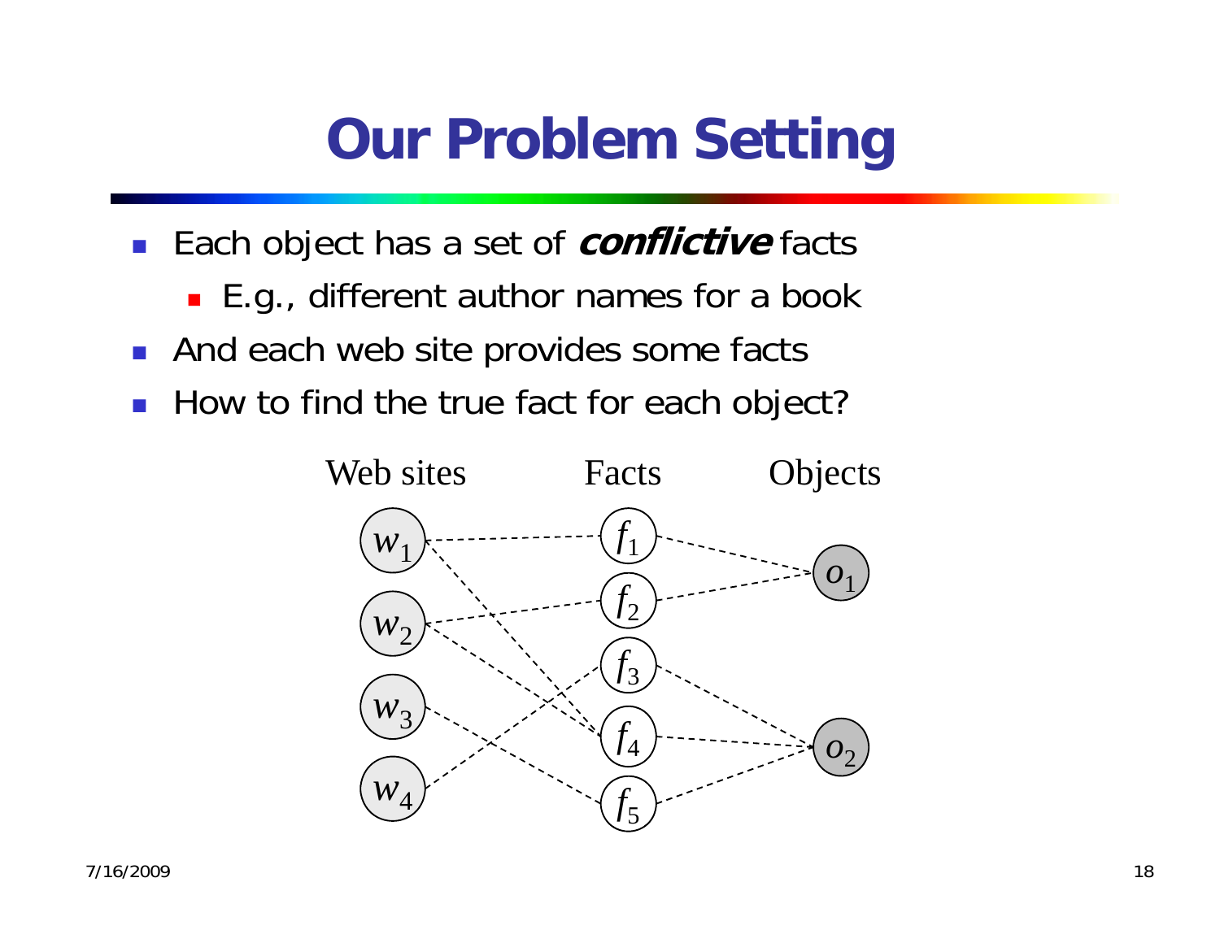# Our Problem Setting

- Each object has a set of ***conflictive*** facts
  - E.g., different author names for a book
- And each web site provides some facts
- How to find the true fact for each object?

Web sites | Facts | Objects

$w_1$, $w_2$, $w_3$, $w_4$ | $f_1$, $f_2$, $f_3$, $f_4$, $f_5$ | $o_1$, $o_2$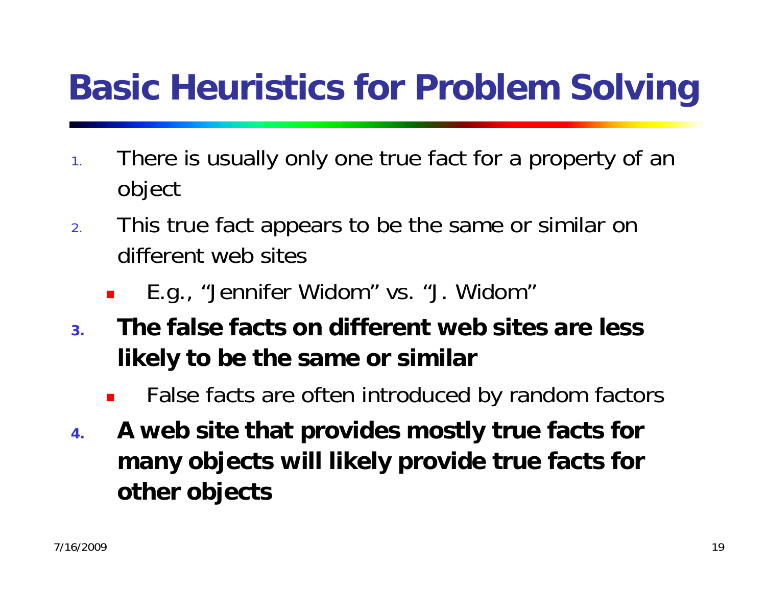# Basic Heuristics for Problem Solving

1. There is usually only one true fact for a property of an object
2. This true fact appears to be the same or similar on different web sites
   - E.g., “Jennifer Widom” vs. “J. Widom”
3. **The false facts on different web sites are less likely to be the same or similar**
   - False facts are often introduced by random factors
4. **A web site that provides mostly true facts for many objects will likely provide true facts for other objects**

7/16/2009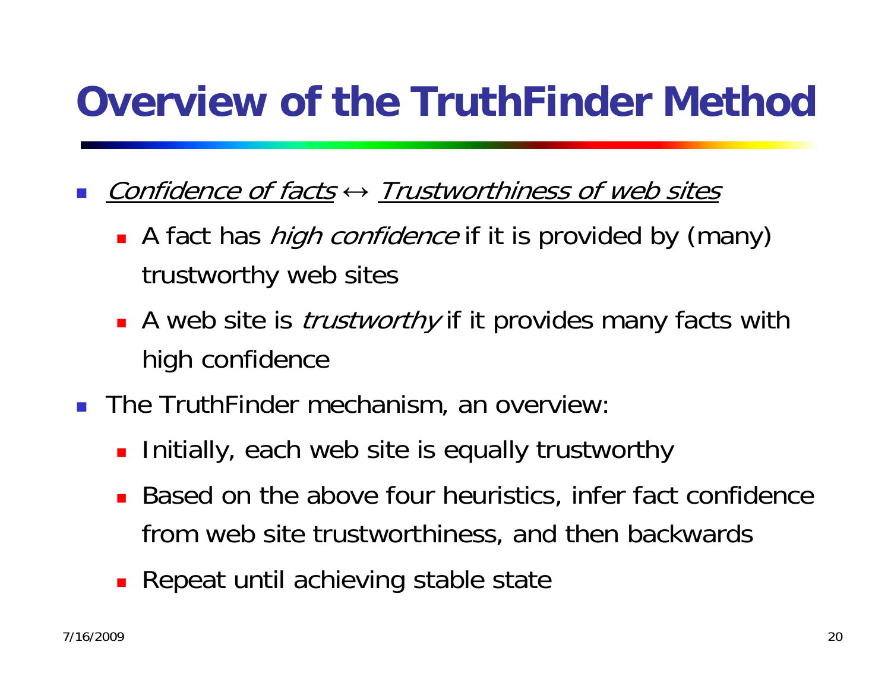# Overview of the TruthFinder Method

- *Confidence of facts* ↔ *Trustworthiness of web sites*
  - A fact has *high confidence* if it is provided by (many) trustworthy web sites
  - A web site is *trustworthy* if it provides many facts with high confidence
- The TruthFinder mechanism, an overview:
  - Initially, each web site is equally trustworthy
  - Based on the above four heuristics, infer fact confidence from web site trustworthiness, and then backwards
  - Repeat until achieving stable state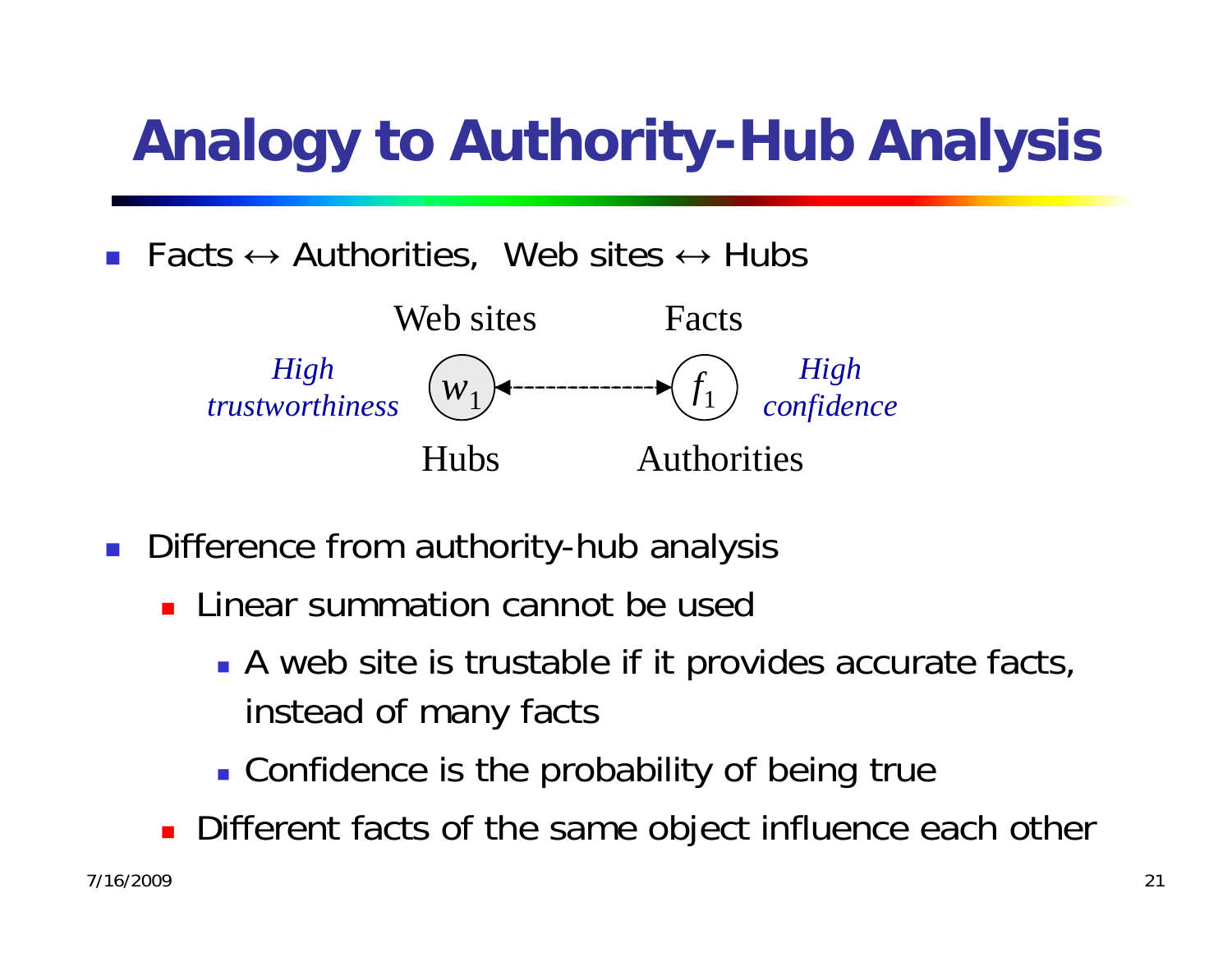# Analogy to Authority-Hub Analysis

- Facts ↔ Authorities, Web sites ↔ Hubs

Web sites — Facts

*High trustworthiness* $w_1$ ↔ $f_1$ *High confidence*

Hubs — Authorities

- Difference from authority-hub analysis
  - Linear summation cannot be used
    - A web site is trustable if it provides accurate facts, instead of many facts
    - Confidence is the probability of being true
  - Different facts of the same object influence each other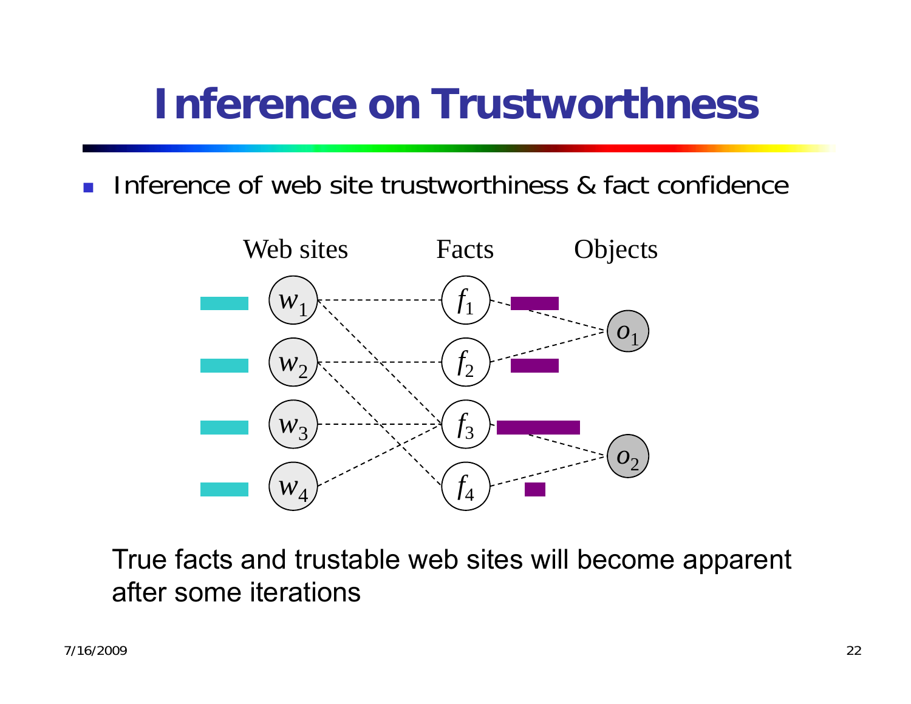# Inference on Trustworthness

- Inference of web site trustworthiness & fact confidence

Web sites | Facts | Objects

$w_1$, $w_2$, $w_3$, $w_4$ | $f_1$, $f_2$, $f_3$, $f_4$ | $o_1$, $o_2$

True facts and trustable web sites will become apparent after some iterations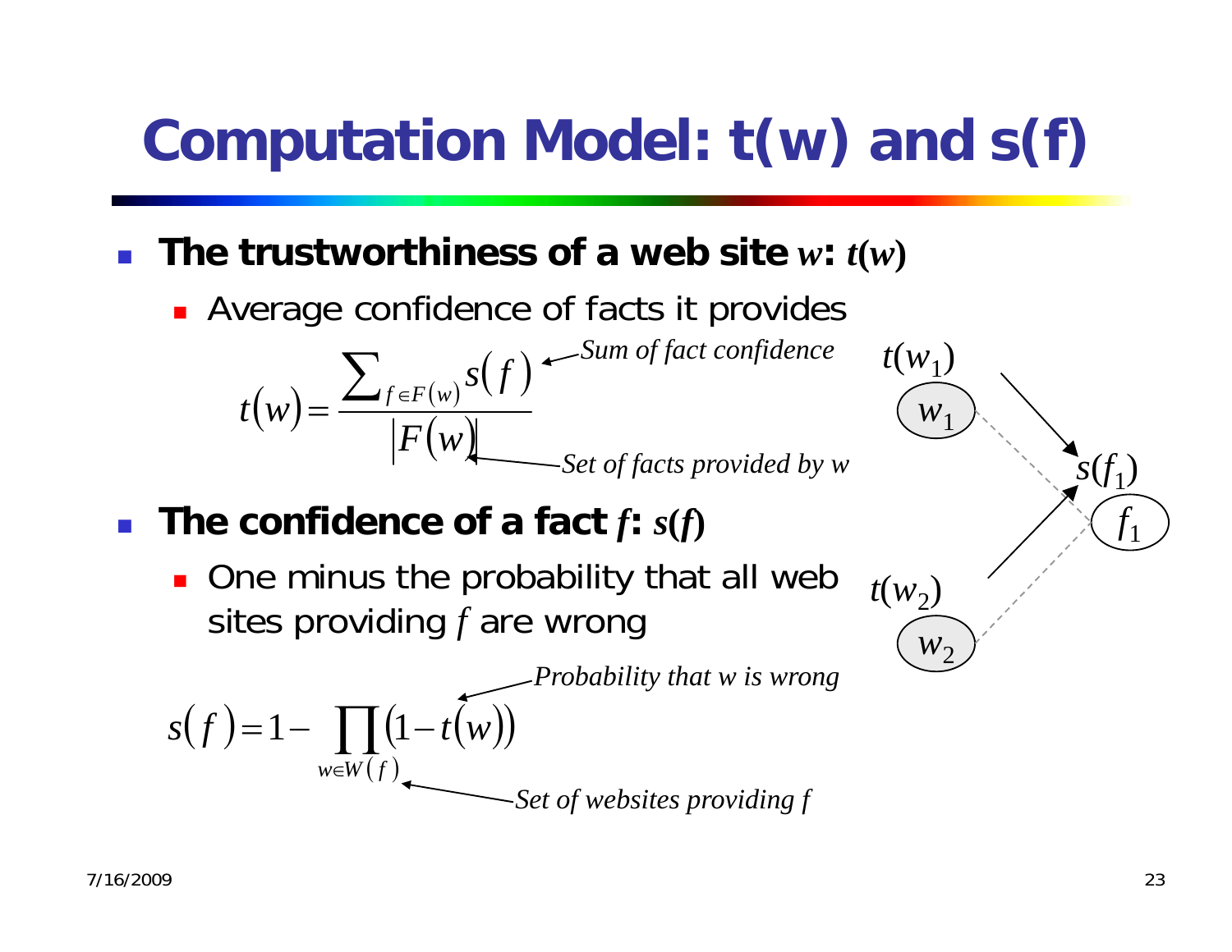# Computation Model: t(w) and s(f)

- **The trustworthiness of a web site $w$: $t(w)$**
  - Average confidence of facts it provides

$$t(w) = \frac{\sum_{f \in F(w)} s(f)}{|F(w)|}$$

*Sum of fact confidence*

*Set of facts provided by w*

- **The confidence of a fact $f$: $s(f)$**
  - One minus the probability that all web sites providing *f* are wrong

$$s(f) = 1 - \prod_{w \in W(f)} (1 - t(w))$$

*Probability that w is wrong*

*Set of websites providing f*

$t(w_1)$, $w_1$, $s(f_1)$, $f_1$, $t(w_2)$, $w_2$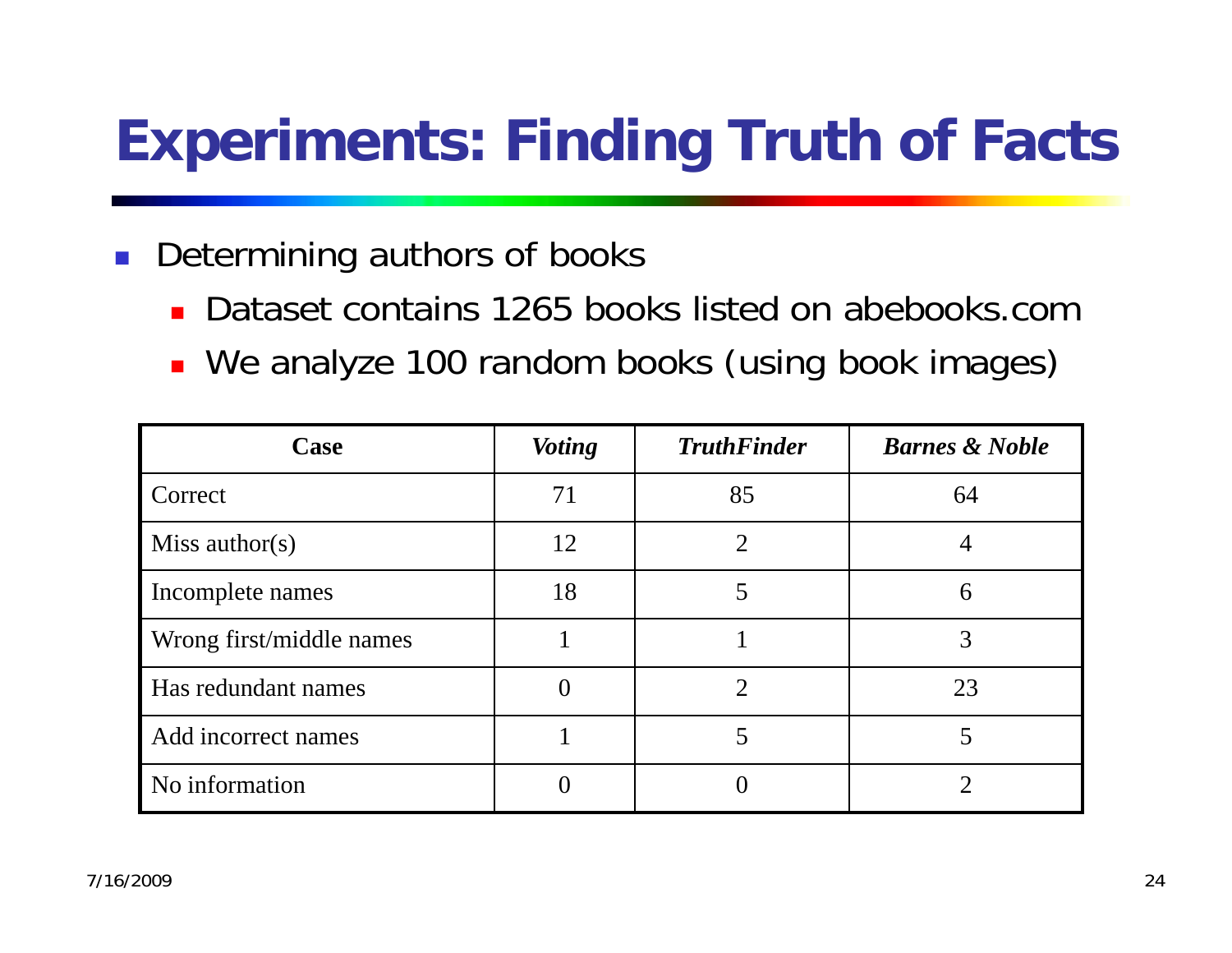# Experiments: Finding Truth of Facts

- Determining authors of books
  - Dataset contains 1265 books listed on abebooks.com
  - We analyze 100 random books (using book images)

| Case | *Voting* | *TruthFinder* | *Barnes & Noble* |
|---|---|---|---|
| Correct | 71 | 85 | 64 |
| Miss author(s) | 12 | 2 | 4 |
| Incomplete names | 18 | 5 | 6 |
| Wrong first/middle names | 1 | 1 | 3 |
| Has redundant names | 0 | 2 | 23 |
| Add incorrect names | 1 | 5 | 5 |
| No information | 0 | 0 | 2 |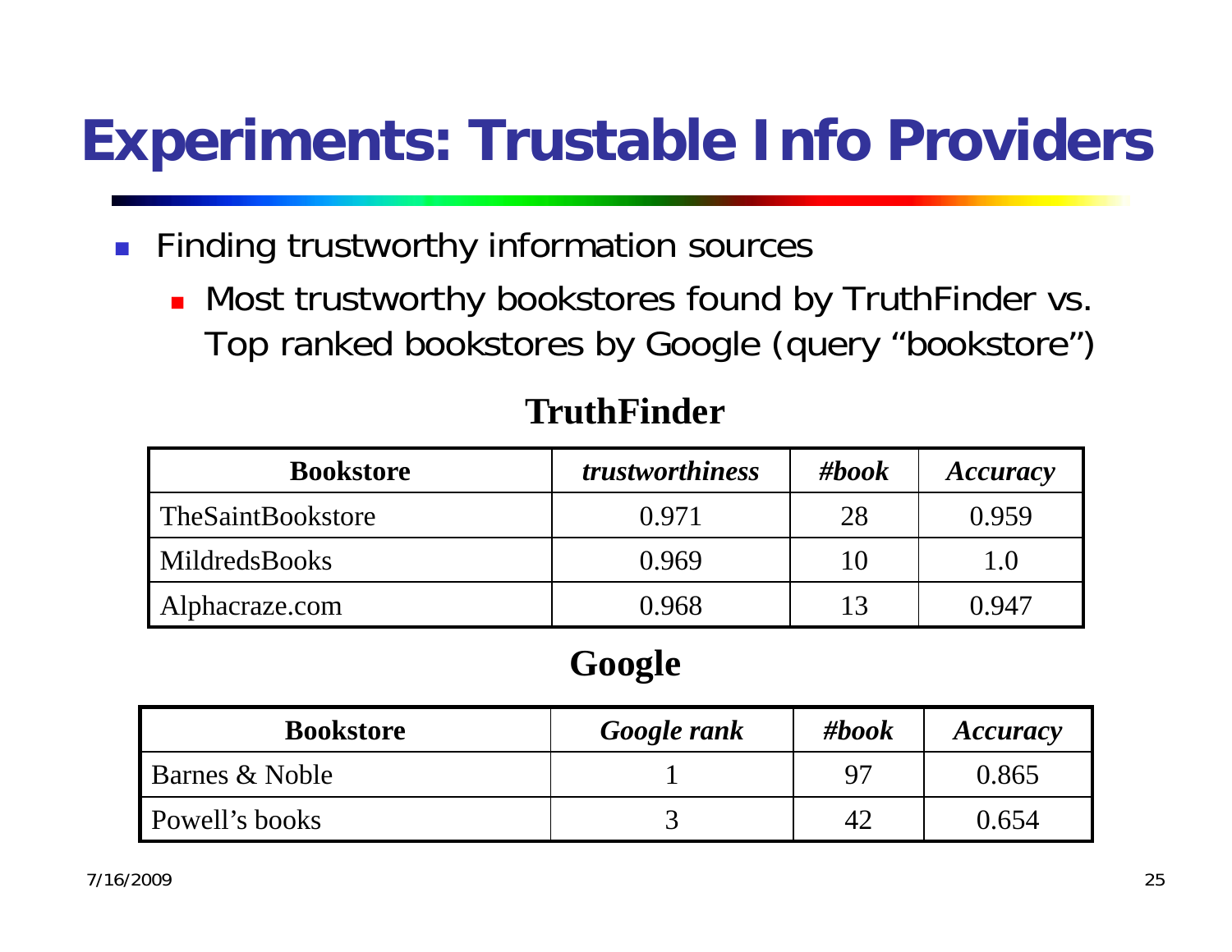# Experiments: Trustable Info Providers

- Finding trustworthy information sources
  - Most trustworthy bookstores found by TruthFinder vs. Top ranked bookstores by Google (query "bookstore")

**TruthFinder**

| **Bookstore** | ***trustworthiness*** | ***#book*** | ***Accuracy*** |
|---|---|---|---|
| TheSaintBookstore | 0.971 | 28 | 0.959 |
| MildredsBooks | 0.969 | 10 | 1.0 |
| Alphacraze.com | 0.968 | 13 | 0.947 |

**Google**

| **Bookstore** | ***Google rank*** | ***#book*** | ***Accuracy*** |
|---|---|---|---|
| Barnes & Noble | 1 | 97 | 0.865 |
| Powell's books | 3 | 42 | 0.654 |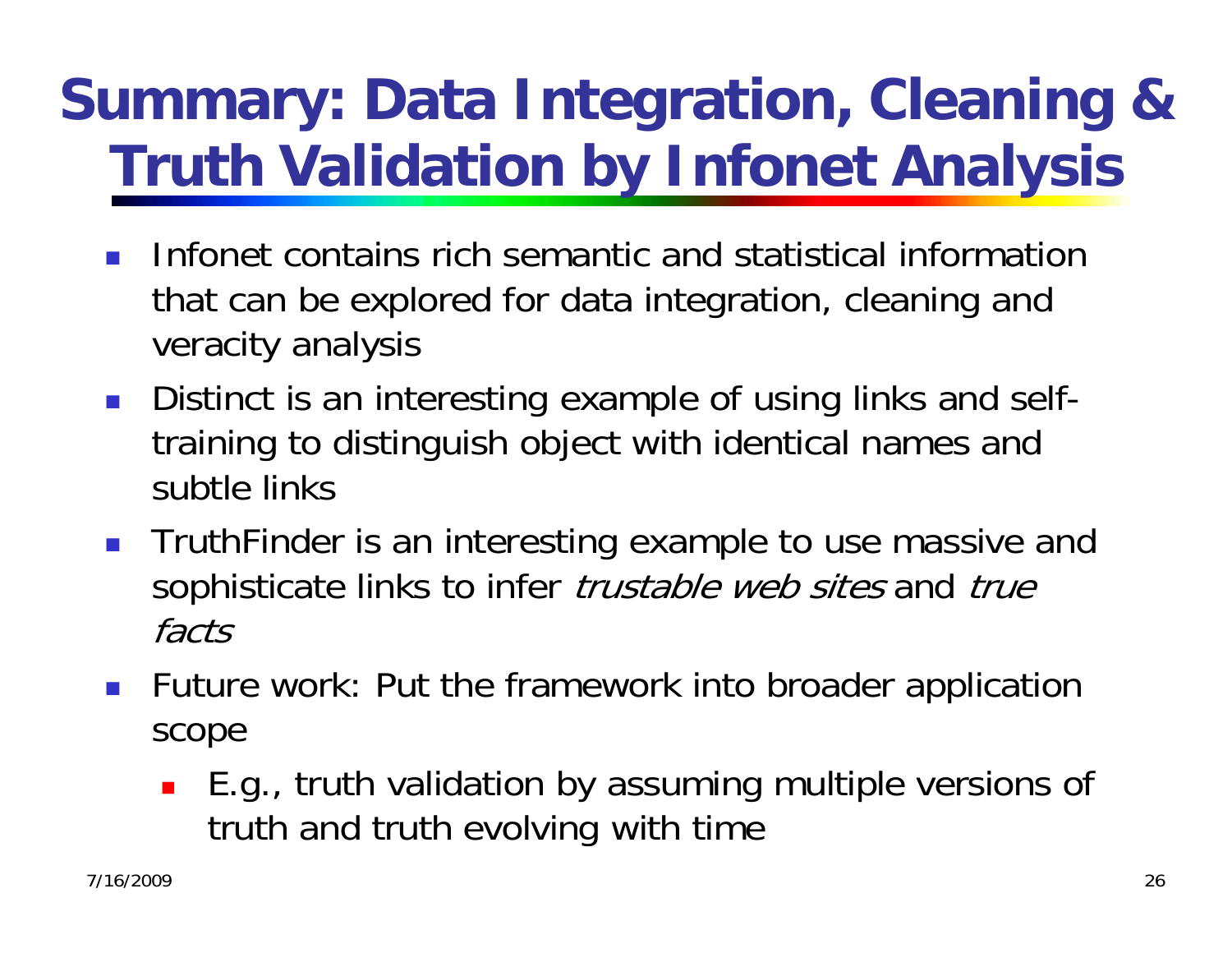# Summary: Data Integration, Cleaning & Truth Validation by Infonet Analysis

- Infonet contains rich semantic and statistical information that can be explored for data integration, cleaning and veracity analysis
- Distinct is an interesting example of using links and self-training to distinguish object with identical names and subtle links
- TruthFinder is an interesting example to use massive and sophisticate links to infer *trustable web sites* and *true facts*
- Future work: Put the framework into broader application scope
  - E.g., truth validation by assuming multiple versions of truth and truth evolving with time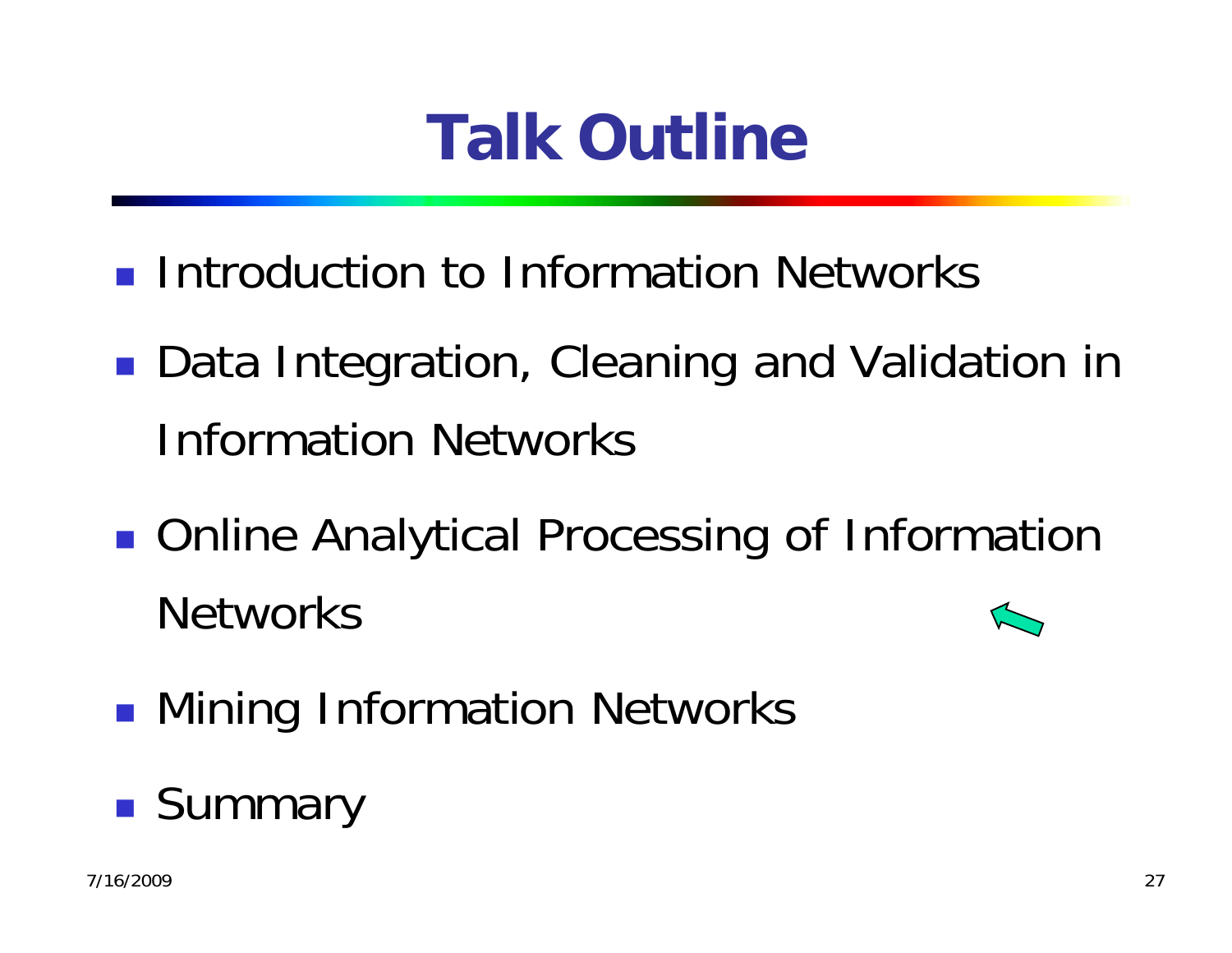# Talk Outline

- Introduction to Information Networks
- Data Integration, Cleaning and Validation in Information Networks
- Online Analytical Processing of Information Networks
- Mining Information Networks
- Summary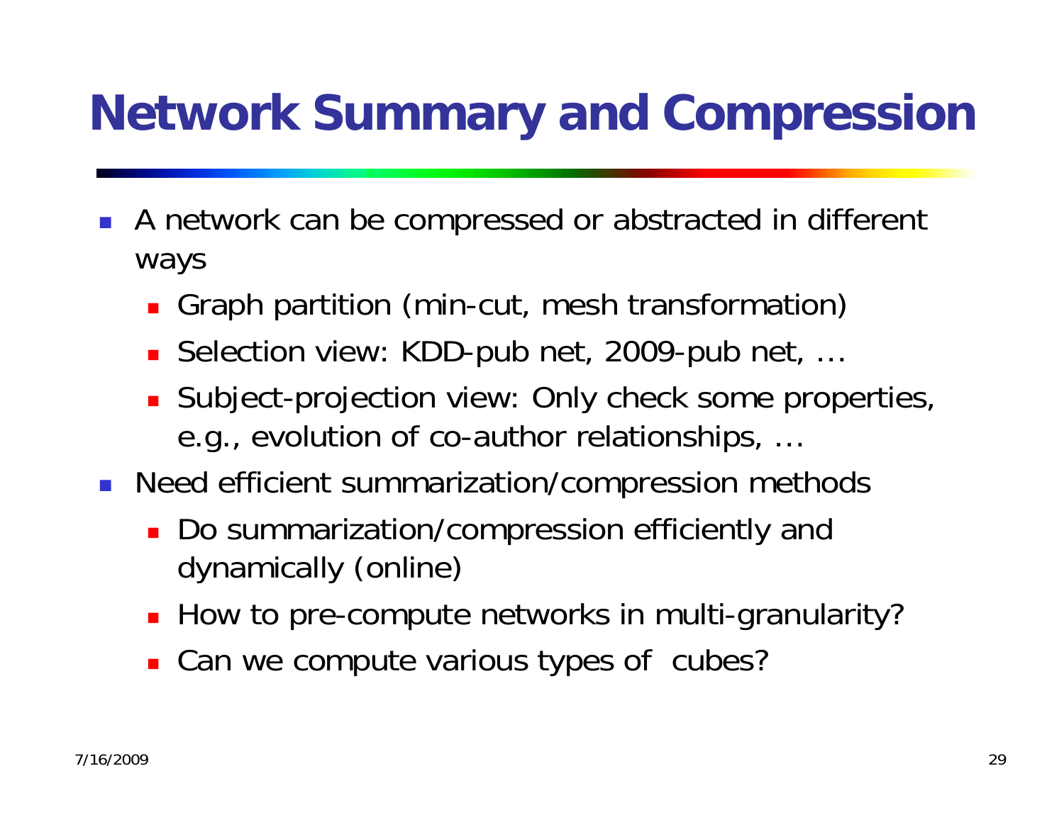# Network Summary and Compression

- A network can be compressed or abstracted in different ways
  - Graph partition (min-cut, mesh transformation)
  - Selection view: KDD-pub net, 2009-pub net, …
  - Subject-projection view: Only check some properties, e.g., evolution of co-author relationships, …
- Need efficient summarization/compression methods
  - Do summarization/compression efficiently and dynamically (online)
  - How to pre-compute networks in multi-granularity?
  - Can we compute various types of cubes?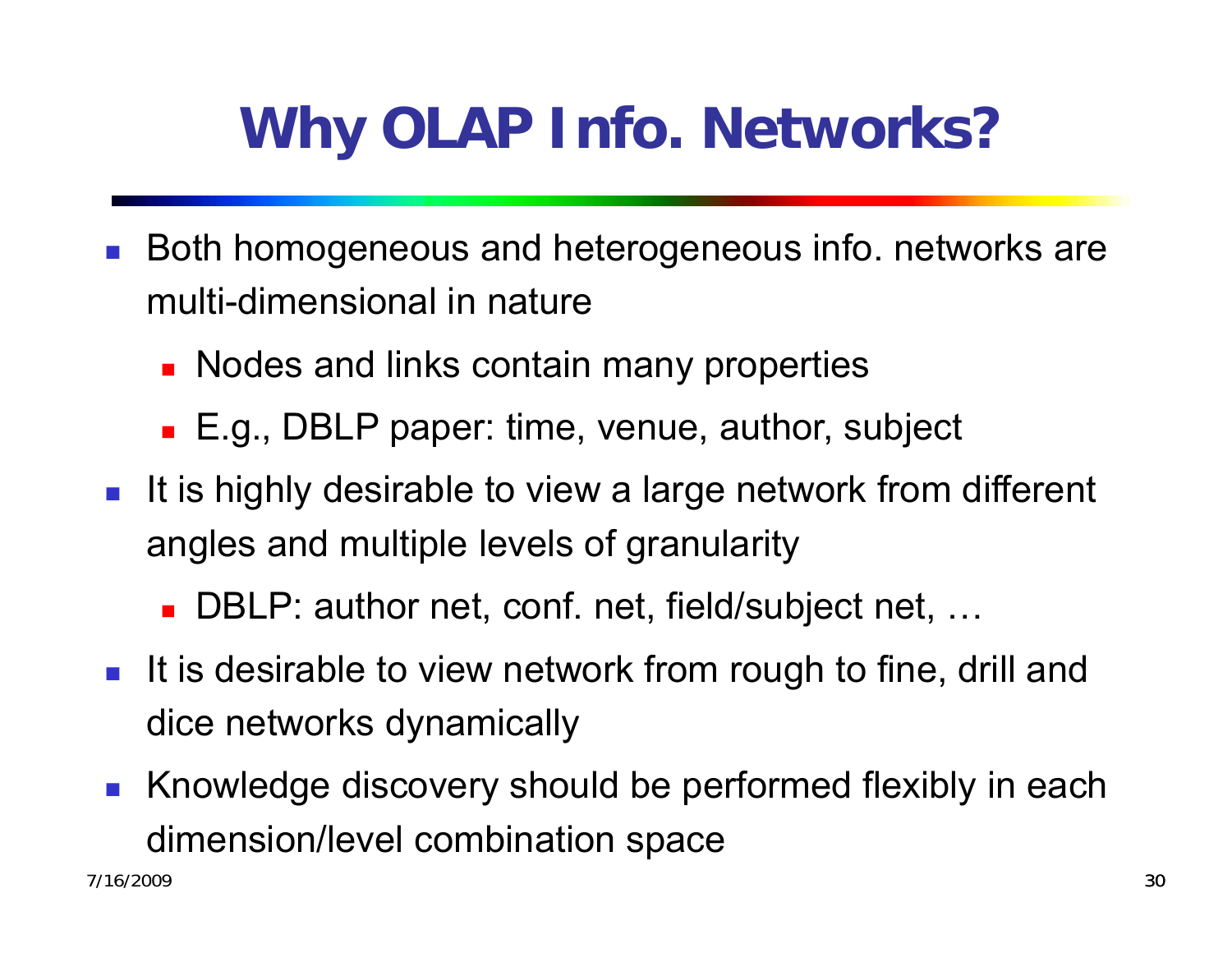# Why OLAP Info. Networks?

- Both homogeneous and heterogeneous info. networks are multi-dimensional in nature
  - Nodes and links contain many properties
  - E.g., DBLP paper: time, venue, author, subject
- It is highly desirable to view a large network from different angles and multiple levels of granularity
  - DBLP: author net, conf. net, field/subject net, …
- It is desirable to view network from rough to fine, drill and dice networks dynamically
- Knowledge discovery should be performed flexibly in each dimension/level combination space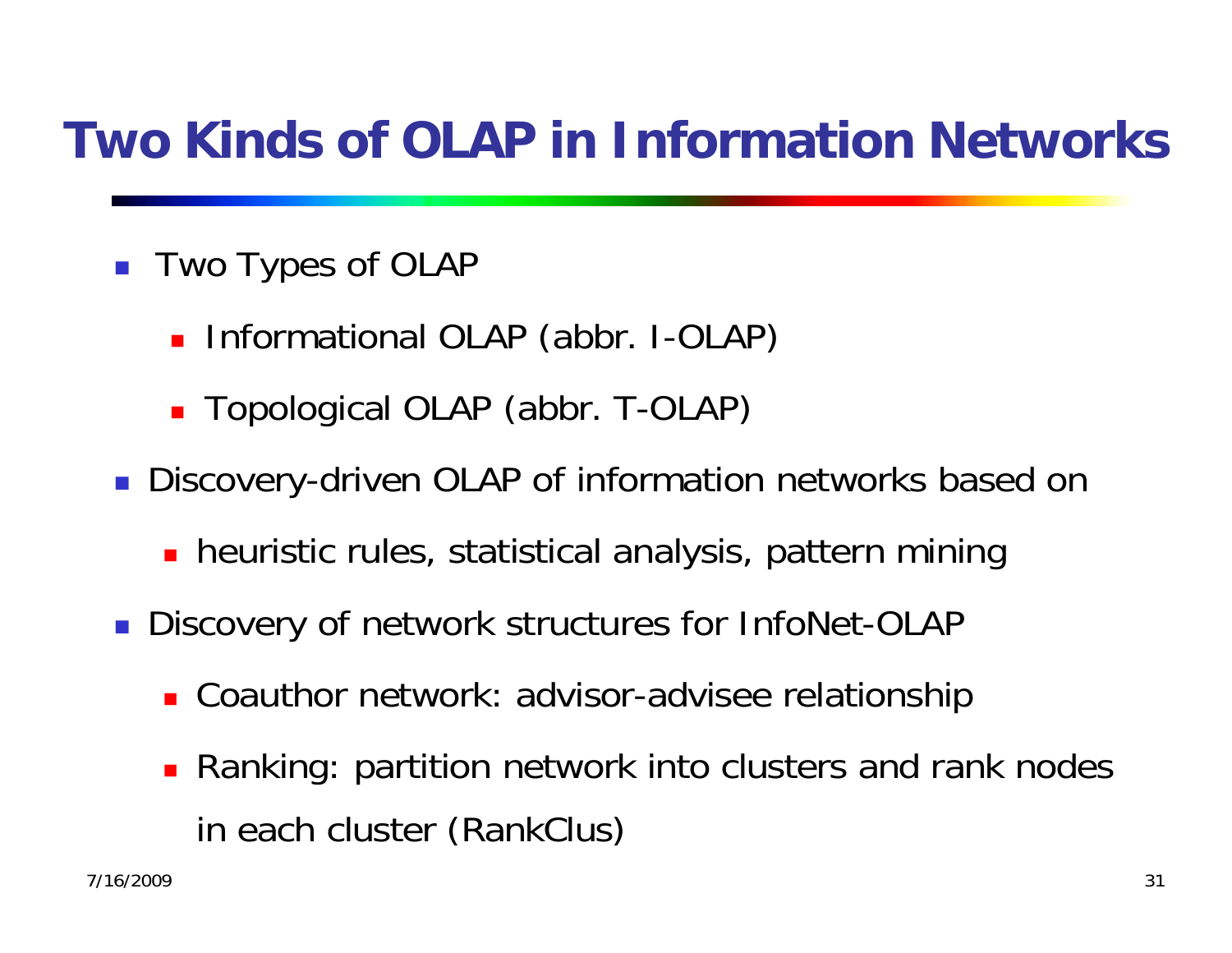# Two Kinds of OLAP in Information Networks

- Two Types of OLAP
  - Informational OLAP (abbr. I-OLAP)
  - Topological OLAP (abbr. T-OLAP)
- Discovery-driven OLAP of information networks based on
  - heuristic rules, statistical analysis, pattern mining
- Discovery of network structures for InfoNet-OLAP
  - Coauthor network: advisor-advisee relationship
  - Ranking: partition network into clusters and rank nodes in each cluster (RankClus)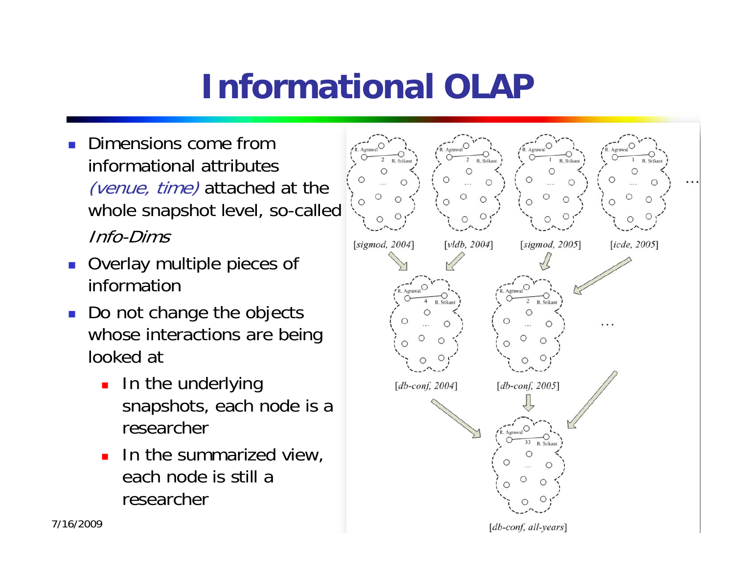# Informational OLAP

- Dimensions come from informational attributes *(venue, time)* attached at the whole snapshot level, so-called *Info-Dims*
- Overlay multiple pieces of information
- Do not change the objects whose interactions are being looked at
  - In the underlying snapshots, each node is a researcher
  - In the summarized view, each node is still a researcher

[sigmod, 2004] [vldb, 2004] [sigmod, 2005] [icde, 2005]

[db-conf, 2004] [db-conf, 2005]

[db-conf, all-years]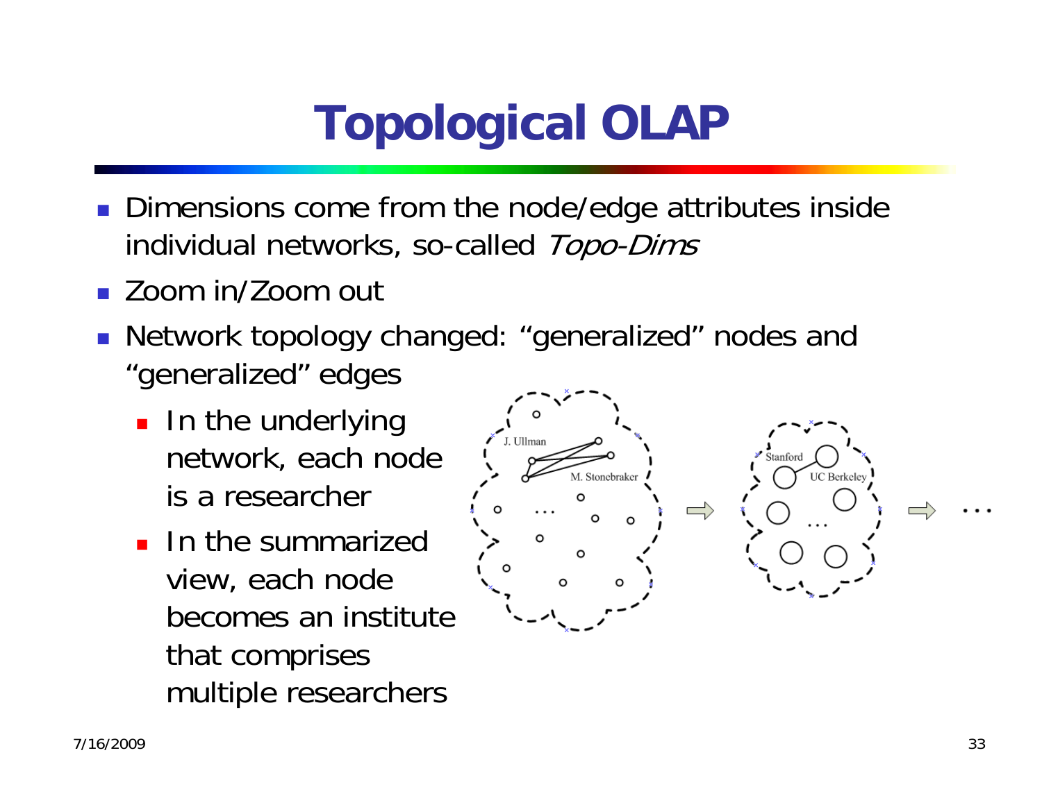# Topological OLAP

- Dimensions come from the node/edge attributes inside individual networks, so-called *Topo-Dims*
- Zoom in/Zoom out
- Network topology changed: "generalized" nodes and "generalized" edges
  - In the underlying network, each node is a researcher
  - In the summarized view, each node becomes an institute that comprises multiple researchers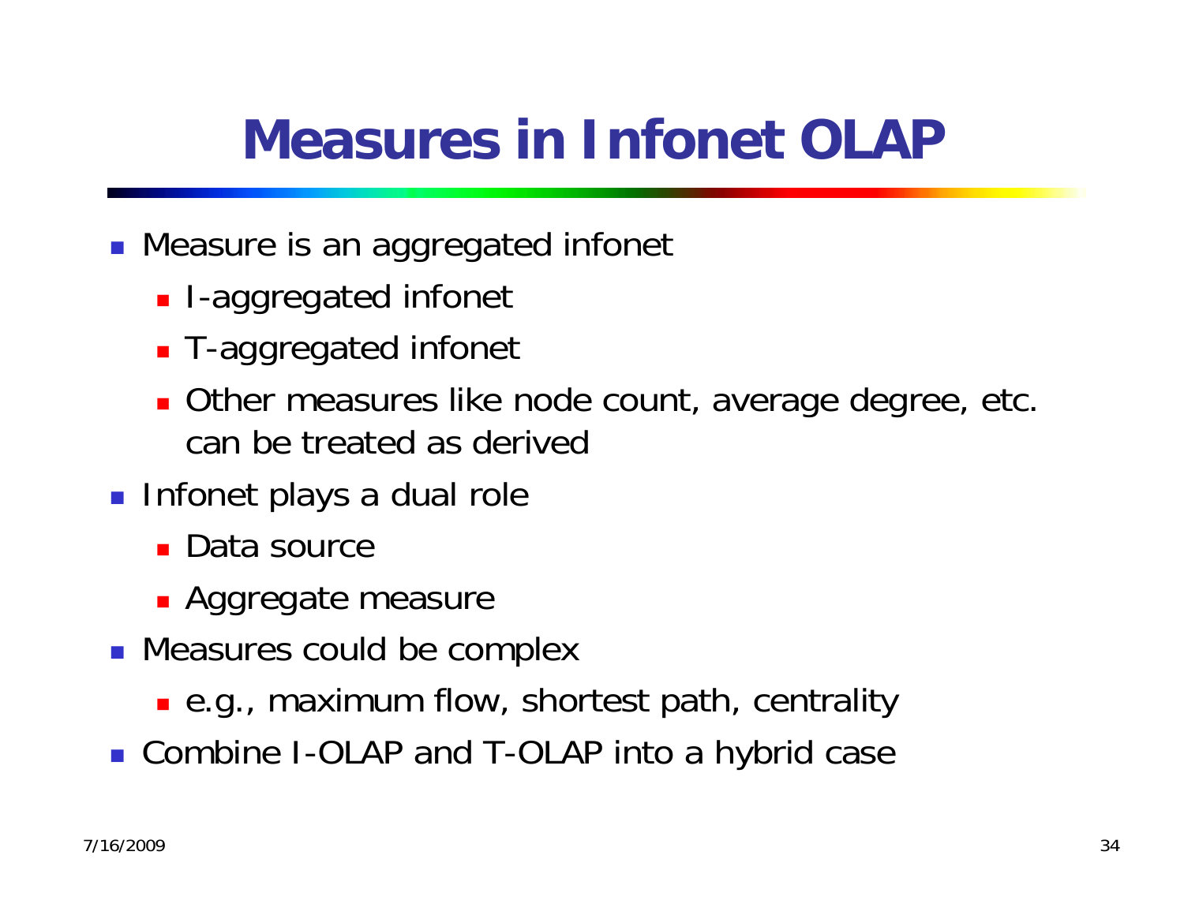# Measures in Infonet OLAP

- Measure is an aggregated infonet
  - I-aggregated infonet
  - T-aggregated infonet
  - Other measures like node count, average degree, etc. can be treated as derived
- Infonet plays a dual role
  - Data source
  - Aggregate measure
- Measures could be complex
  - e.g., maximum flow, shortest path, centrality
- Combine I-OLAP and T-OLAP into a hybrid case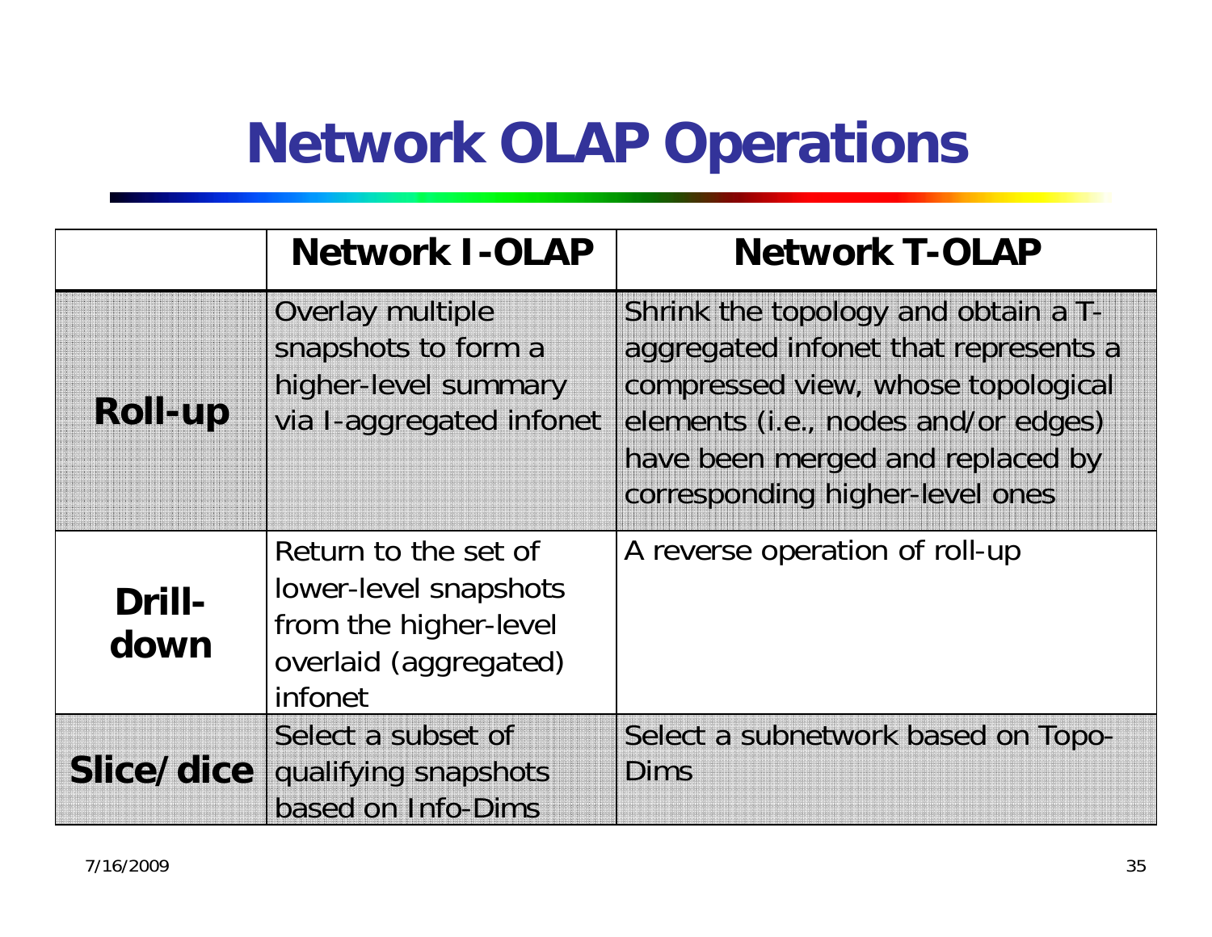# Network OLAP Operations

| | Network I-OLAP | Network T-OLAP |
|---|---|---|
| **Roll-up** | Overlay multiple snapshots to form a higher-level summary via I-aggregated infonet | Shrink the topology and obtain a T-aggregated infonet that represents a compressed view, whose topological elements (i.e., nodes and/or edges) have been merged and replaced by corresponding higher-level ones |
| **Drill-down** | Return to the set of lower-level snapshots from the higher-level overlaid (aggregated) infonet | A reverse operation of roll-up |
| **Slice/dice** | Select a subset of qualifying snapshots based on Info-Dims | Select a subnetwork based on Topo-Dims |

7/16/2009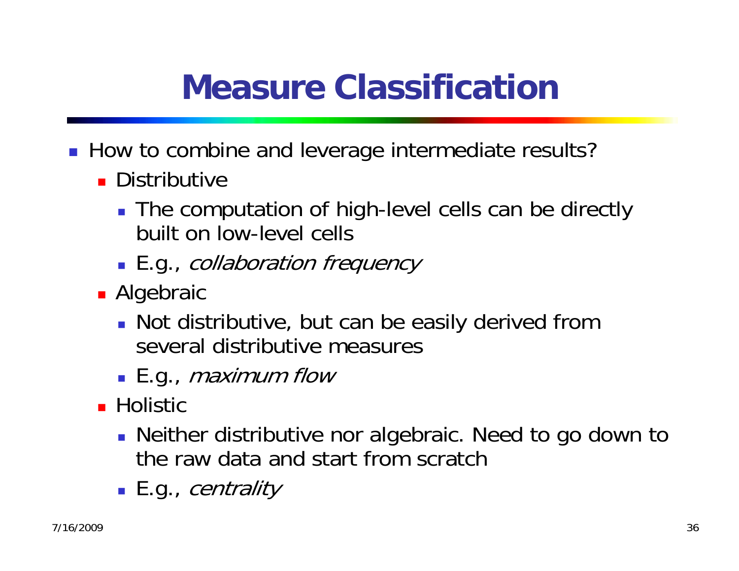# Measure Classification

- How to combine and leverage intermediate results?
  - Distributive
    - The computation of high-level cells can be directly built on low-level cells
    - E.g., *collaboration frequency*
  - Algebraic
    - Not distributive, but can be easily derived from several distributive measures
    - E.g., *maximum flow*
  - Holistic
    - Neither distributive nor algebraic. Need to go down to the raw data and start from scratch
    - E.g., *centrality*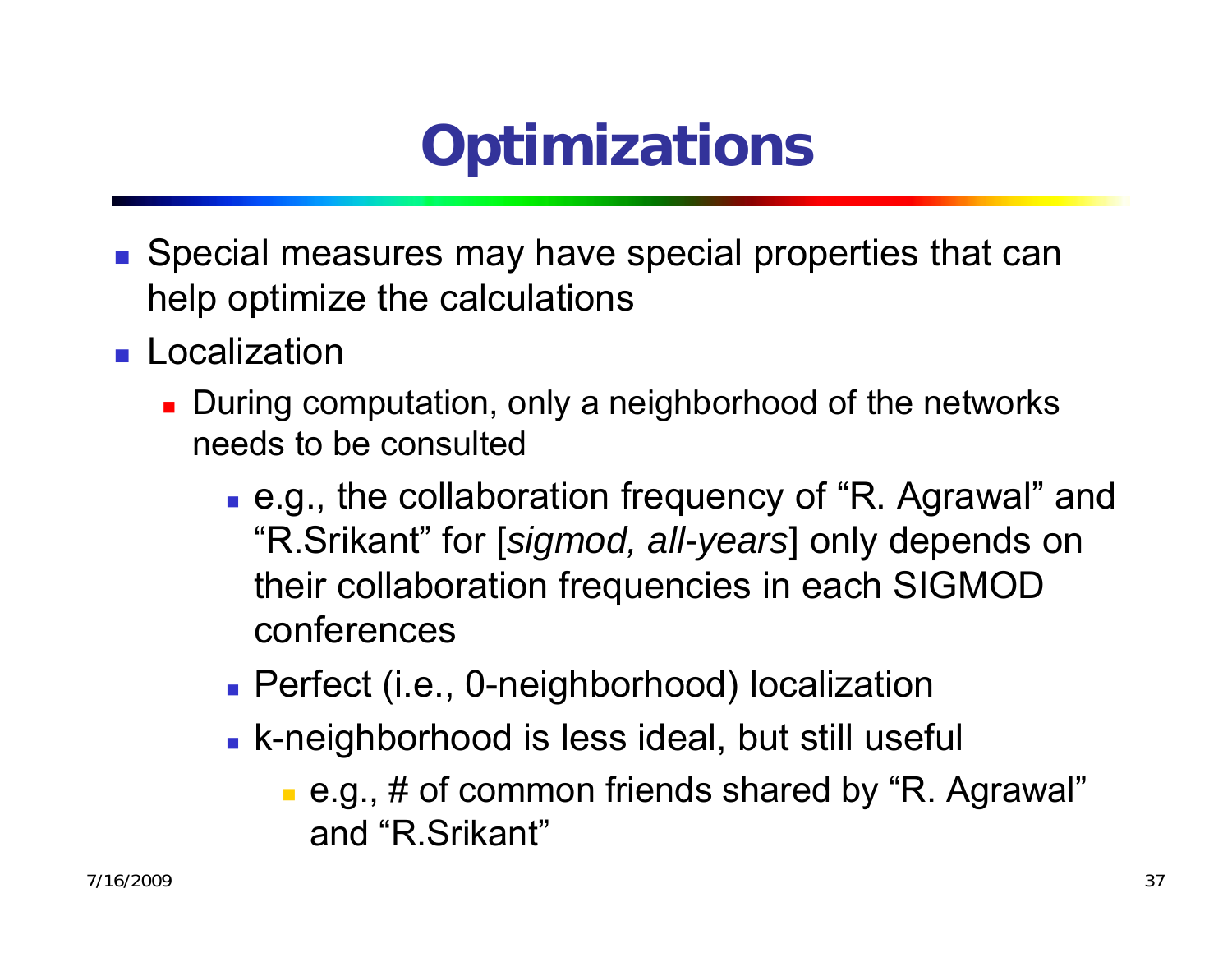# Optimizations

- Special measures may have special properties that can help optimize the calculations
- Localization
  - During computation, only a neighborhood of the networks needs to be consulted
    - e.g., the collaboration frequency of "R. Agrawal" and "R.Srikant" for [*sigmod, all-years*] only depends on their collaboration frequencies in each SIGMOD conferences
    - Perfect (i.e., 0-neighborhood) localization
    - k-neighborhood is less ideal, but still useful
      - e.g., # of common friends shared by "R. Agrawal" and "R.Srikant"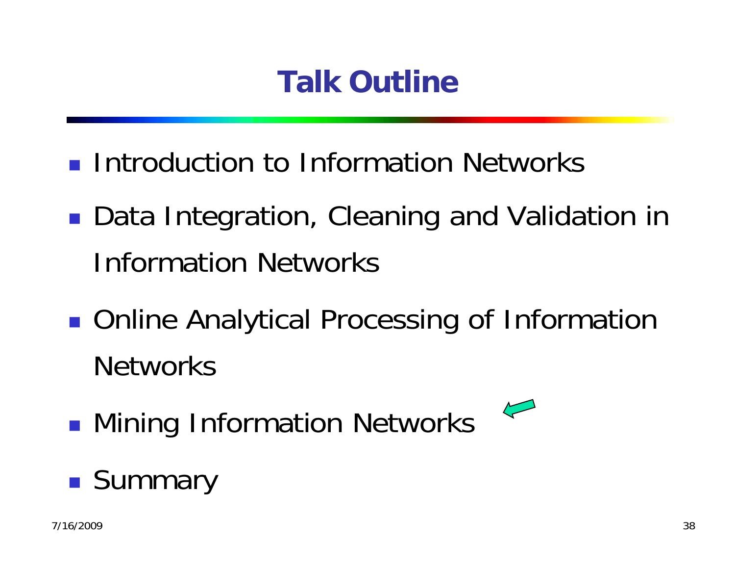# Talk Outline

- Introduction to Information Networks
- Data Integration, Cleaning and Validation in Information Networks
- Online Analytical Processing of Information Networks
- Mining Information Networks
- Summary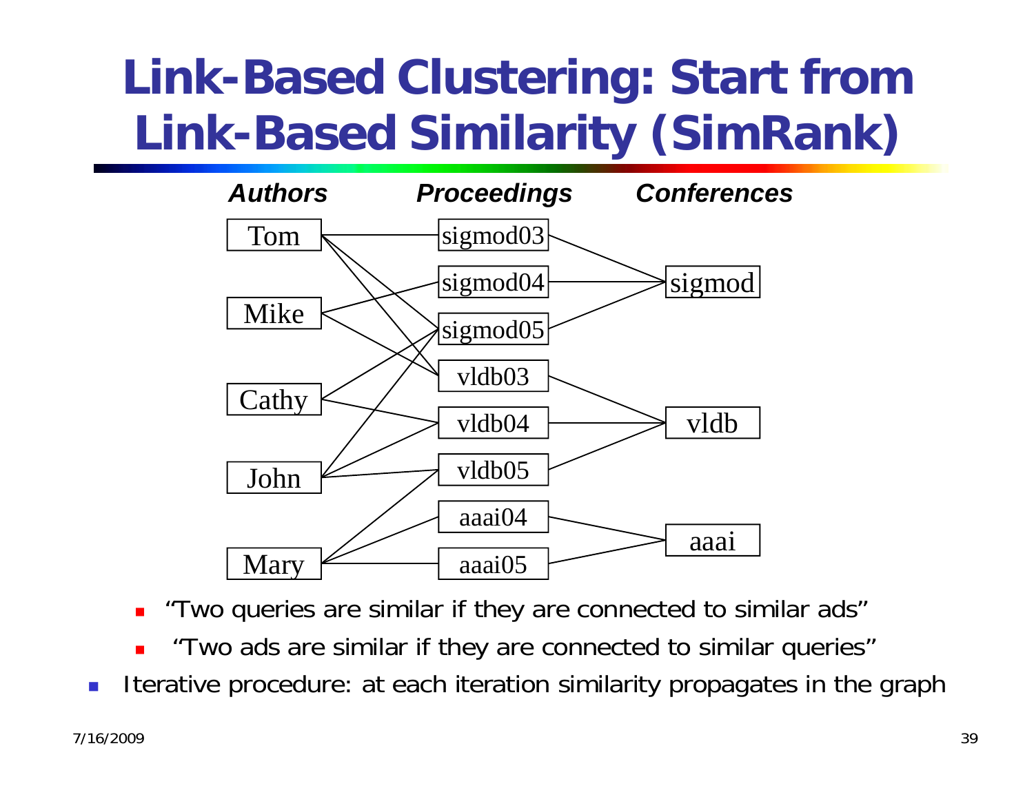# Link-Based Clustering: Start from Link-Based Similarity (SimRank)

| *Authors* | *Proceedings* | *Conferences* |
|---|---|---|
| Tom | sigmod03 | sigmod |
| Mike | sigmod04 | vldb |
| Cathy | sigmod05 | aaai |
| John | vldb03 | |
| Mary | vldb04 | |
| | vldb05 | |
| | aaai04 | |
| | aaai05 | |

- "Two queries are similar if they are connected to similar ads"
- "Two ads are similar if they are connected to similar queries"

- Iterative procedure: at each iteration similarity propagates in the graph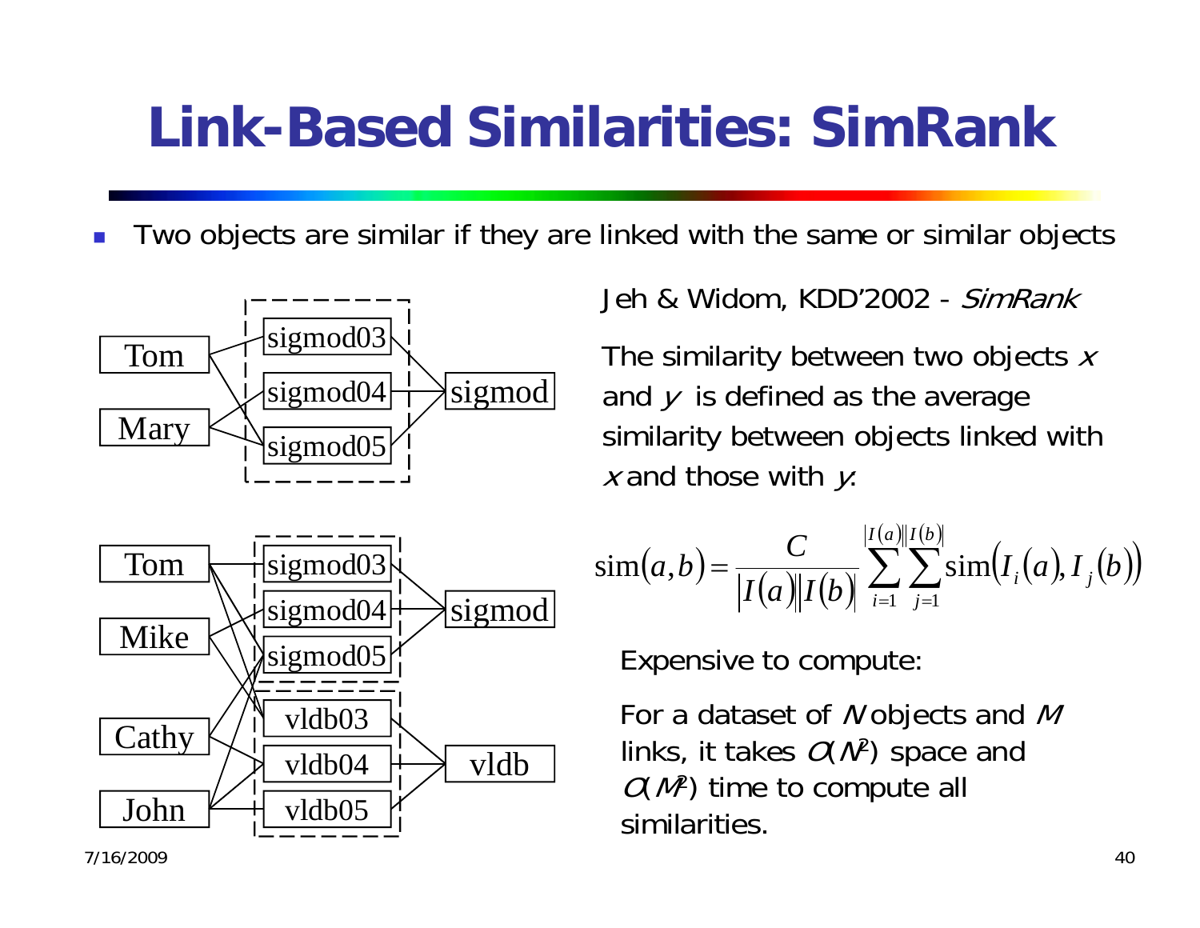# Link-Based Similarities: SimRank

- Two objects are similar if they are linked with the same or similar objects

Jeh & Widom, KDD'2002 - *SimRank*

The similarity between two objects $x$ and $y$ is defined as the average similarity between objects linked with $x$ and those with $y$:

$$\text{sim}(a,b) = \frac{C}{|I(a)||I(b)|} \sum_{i=1}^{|I(a)|} \sum_{j=1}^{|I(b)|} \text{sim}(I_i(a), I_j(b))$$

Expensive to compute:

For a dataset of $N$ objects and $M$ links, it takes $O(N^2)$ space and $O(M^2)$ time to compute all similarities.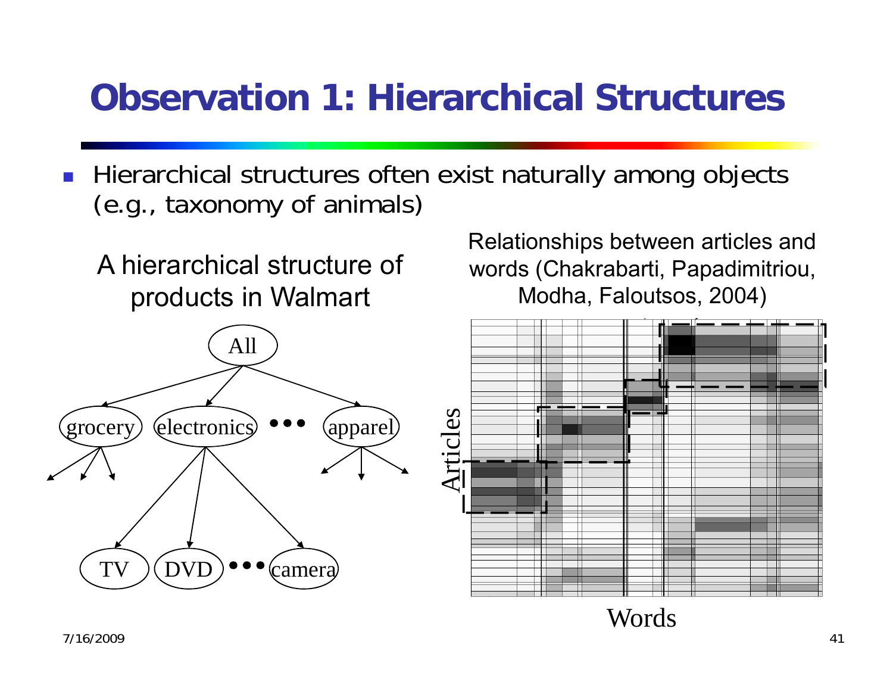# Observation 1: Hierarchical Structures

- Hierarchical structures often exist naturally among objects (e.g., taxonomy of animals)

A hierarchical structure of products in Walmart

All

grocery, electronics, •••, apparel

TV, DVD, •••, camera

Relationships between articles and words (Chakrabarti, Papadimitriou, Modha, Faloutsos, 2004)

Articles

Words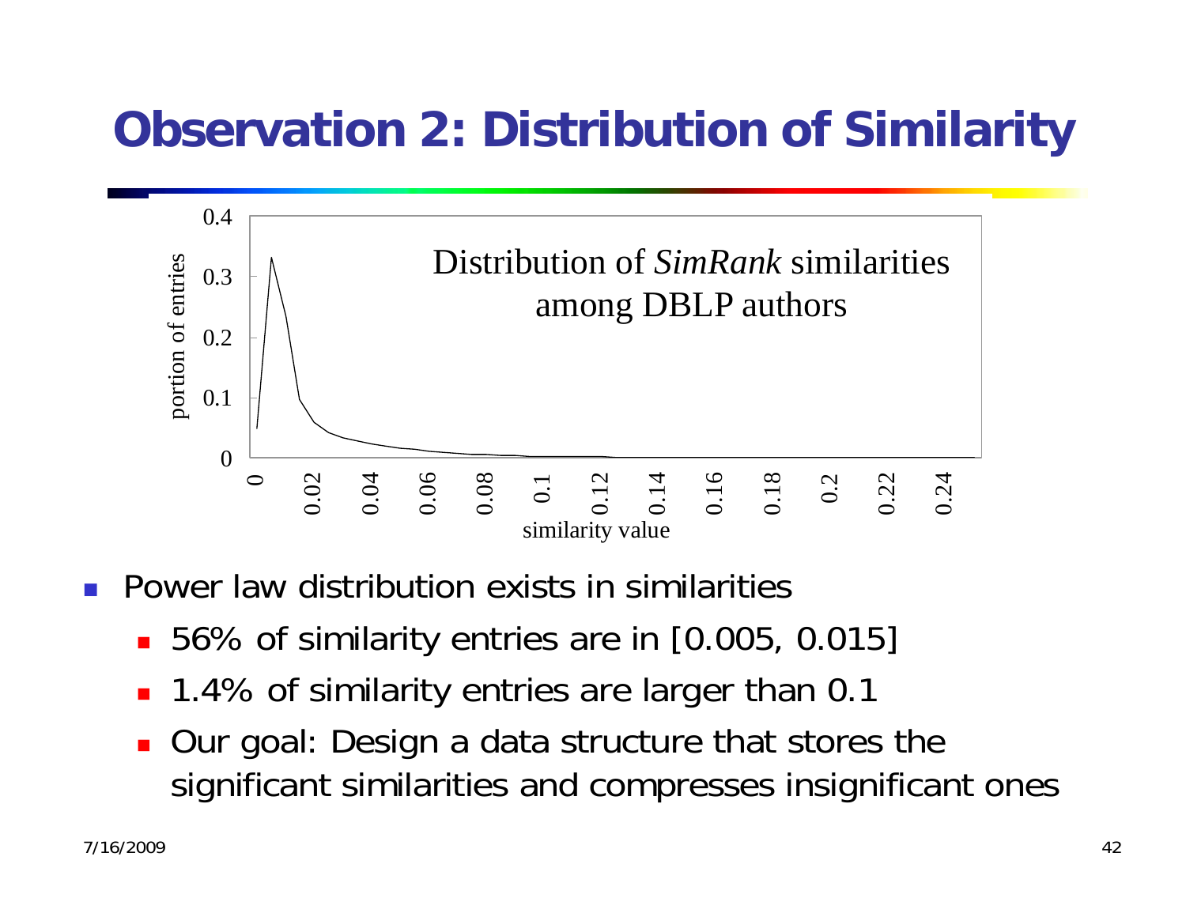# Observation 2: Distribution of Similarity

Distribution of *SimRank* similarities among DBLP authors

- Power law distribution exists in similarities
  - 56% of similarity entries are in [0.005, 0.015]
  - 1.4% of similarity entries are larger than 0.1
  - Our goal: Design a data structure that stores the significant similarities and compresses insignificant ones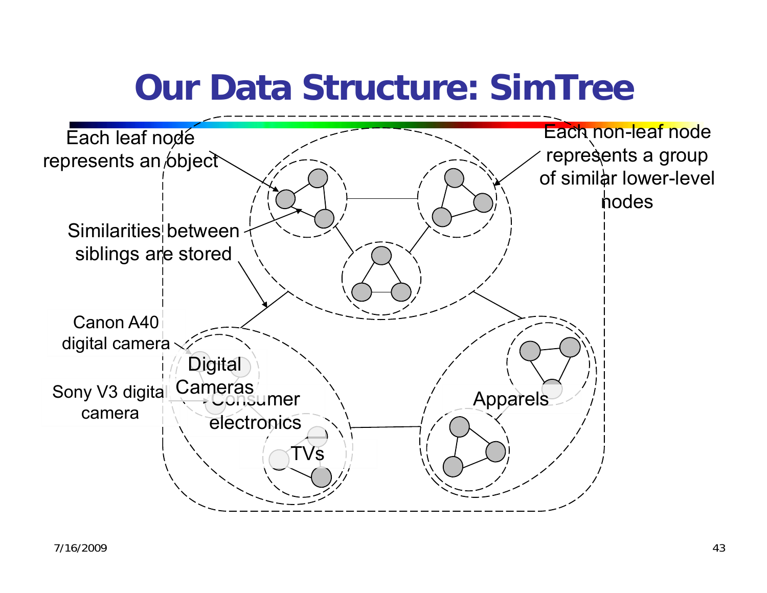# Our Data Structure: SimTree

Each leaf node represents an object

Each non-leaf node represents a group of similar lower-level nodes

Similarities between siblings are stored

Canon A40 digital camera

Sony V3 digital camera

Digital Cameras

Consumer electronics

TVs

Apparels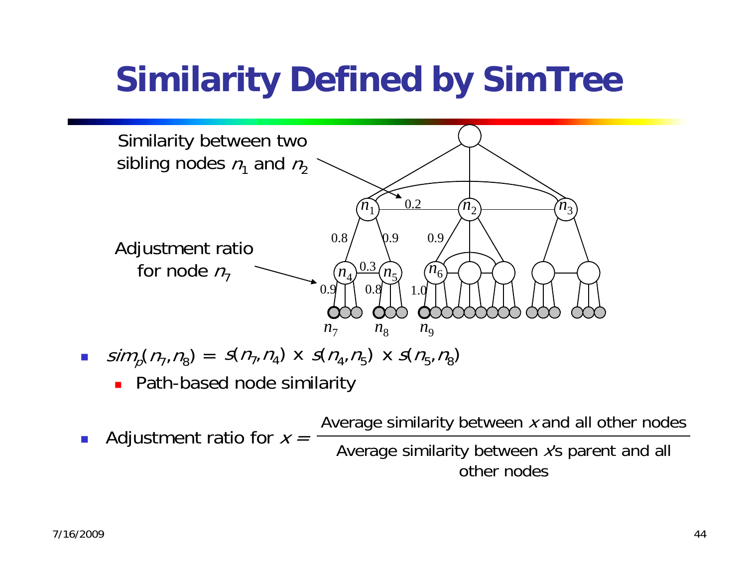# Similarity Defined by SimTree

Similarity between two sibling nodes $n_1$ and $n_2$

Adjustment ratio for node $n_7$

- $sim_p(n_7,n_8) = s(n_7,n_4) \times s(n_4,n_5) \times s(n_5,n_8)$
  - Path-based node similarity
- Adjustment ratio for $x$ = $\dfrac{\text{Average similarity between } x \text{ and all other nodes}}{\text{Average similarity between } x\text{'s parent and all other nodes}}$

7/16/2009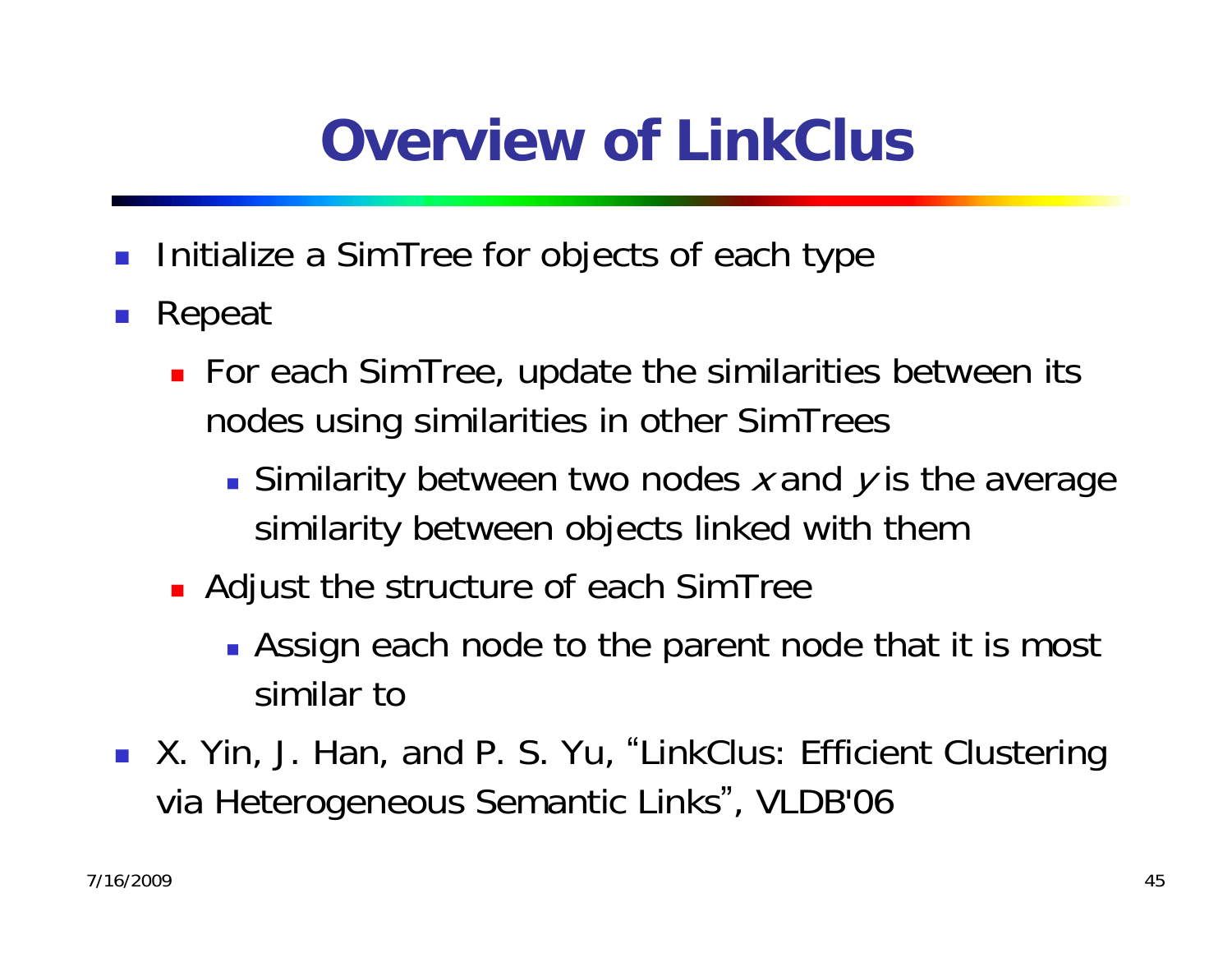# Overview of LinkClus

- Initialize a SimTree for objects of each type
- Repeat
  - For each SimTree, update the similarities between its nodes using similarities in other SimTrees
    - Similarity between two nodes $x$ and $y$ is the average similarity between objects linked with them
  - Adjust the structure of each SimTree
    - Assign each node to the parent node that it is most similar to
- X. Yin, J. Han, and P. S. Yu, "LinkClus: Efficient Clustering via Heterogeneous Semantic Links", VLDB'06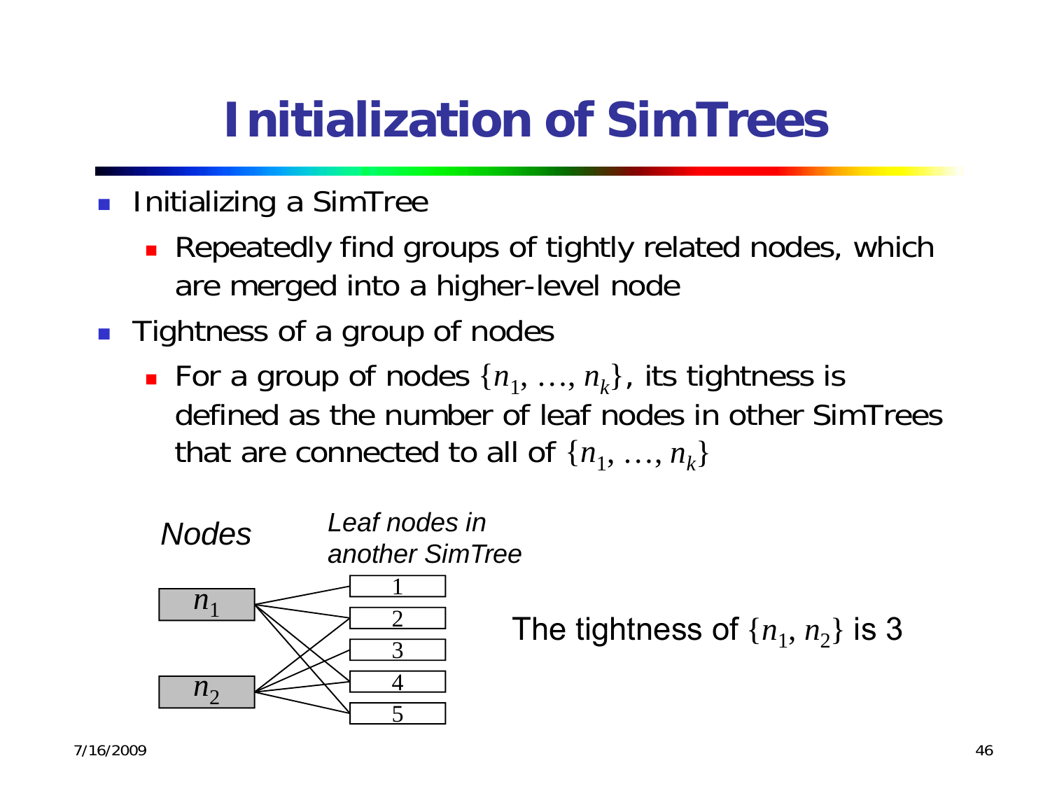# Initialization of SimTrees

- Initializing a SimTree
  - Repeatedly find groups of tightly related nodes, which are merged into a higher-level node
- Tightness of a group of nodes
  - For a group of nodes $\{n_1, \ldots, n_k\}$, its tightness is defined as the number of leaf nodes in other SimTrees that are connected to all of $\{n_1, \ldots, n_k\}$

*Nodes* — $n_1$, $n_2$

*Leaf nodes in another SimTree* — 1, 2, 3, 4, 5

The tightness of $\{n_1, n_2\}$ is 3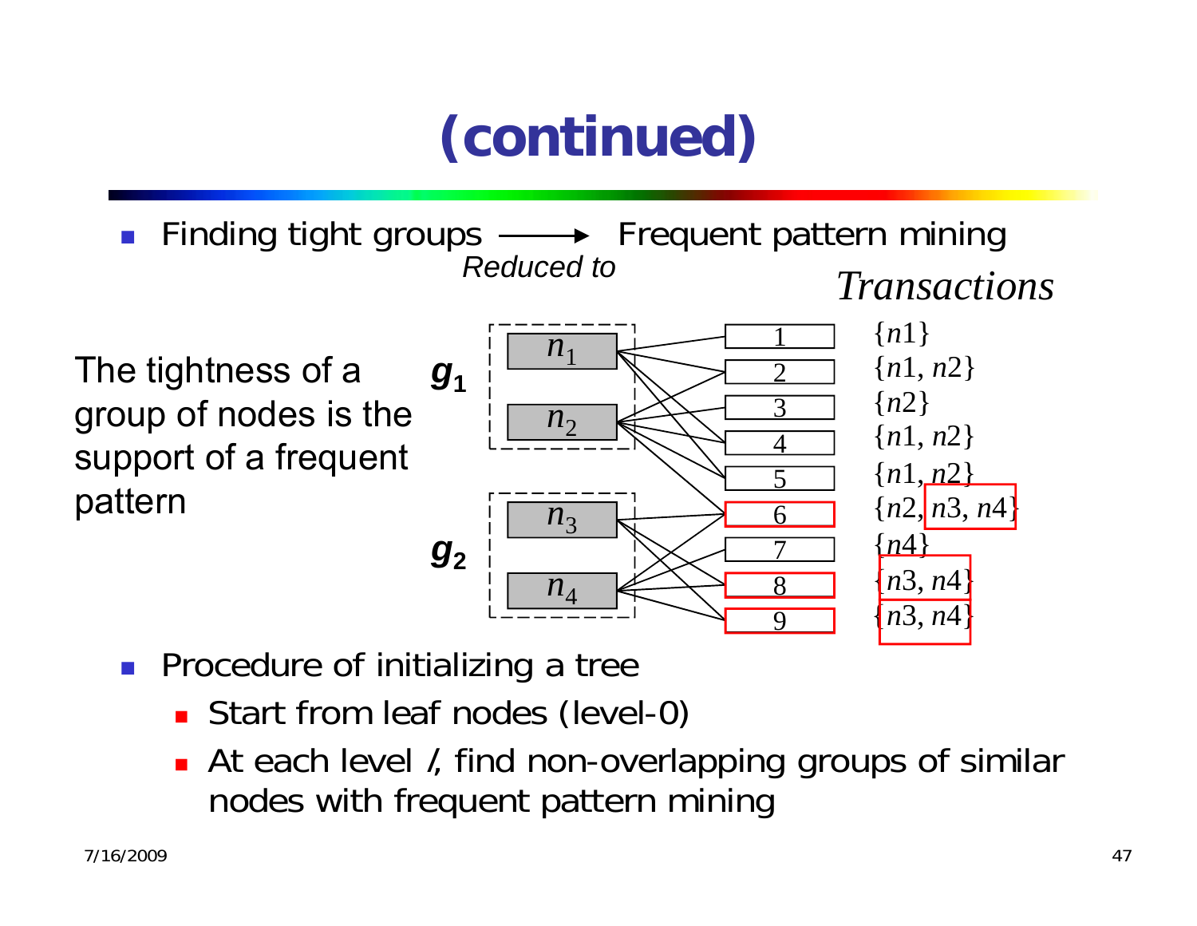# (continued)

- Finding tight groups ⟶ (*Reduced to*) Frequent pattern mining

The tightness of a group of nodes is the support of a frequent pattern

$g_1$: $n_1$, $n_2$

$g_2$: $n_3$, $n_4$

| | *Transactions* |
|---|---|
| 1 | {$n1$} |
| 2 | {$n1$, $n2$} |
| 3 | {$n2$} |
| 4 | {$n1$, $n2$} |
| 5 | {$n1$, $n2$} |
| 6 | {$n2$, $n3$, $n4$} |
| 7 | {$n4$} |
| 8 | {$n3$, $n4$} |
| 9 | {$n3$, $n4$} |

- Procedure of initializing a tree
  - Start from leaf nodes (level-0)
  - At each level *l*, find non-overlapping groups of similar nodes with frequent pattern mining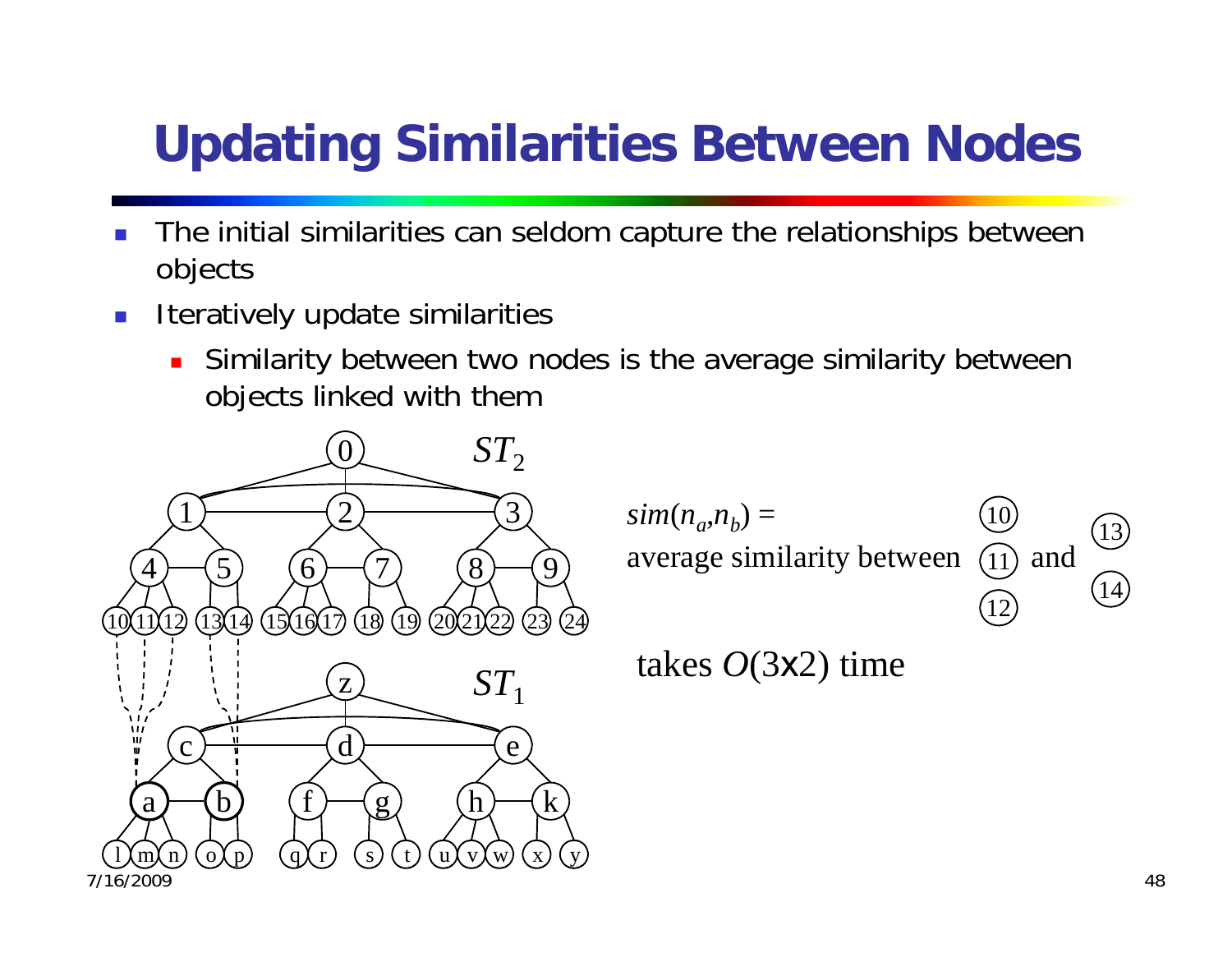# Updating Similarities Between Nodes

- The initial similarities can seldom capture the relationships between objects
- Iteratively update similarities
  - Similarity between two nodes is the average similarity between objects linked with them

$sim(n_a,n_b)$ = average similarity between (10), (11), (12) and (13), (14)

takes $O(3\text{x}2)$ time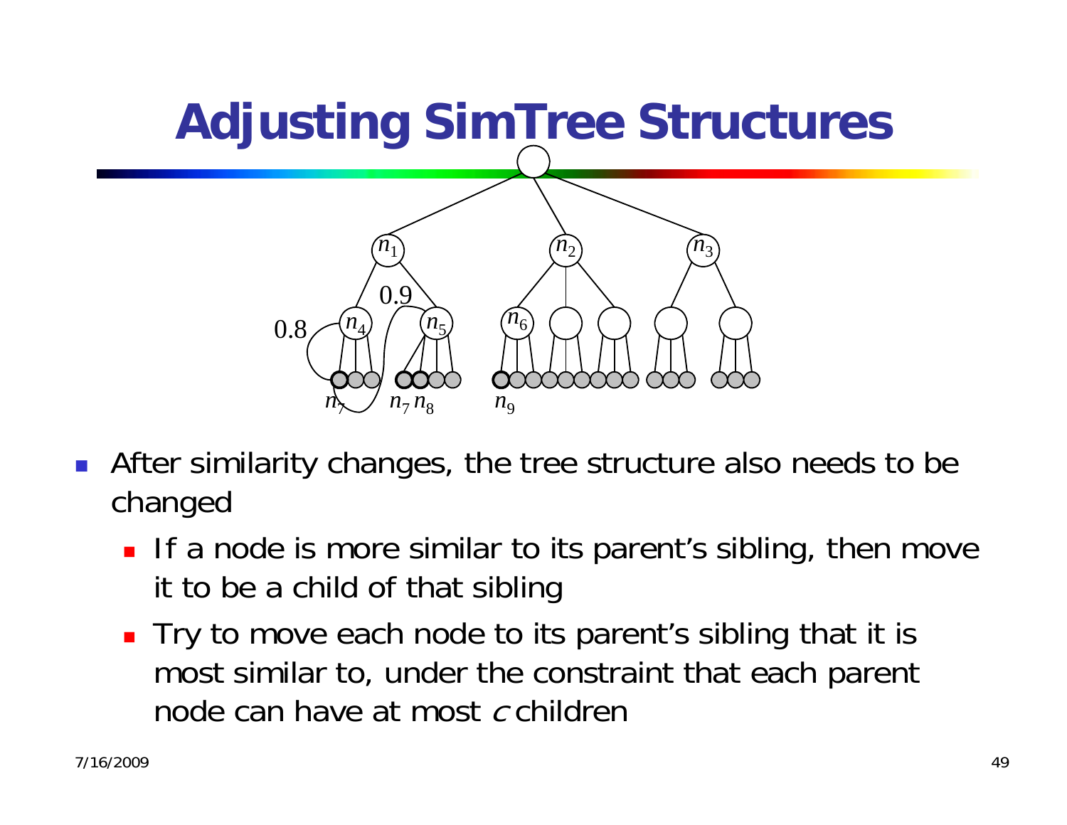# Adjusting SimTree Structures

- After similarity changes, the tree structure also needs to be changed
  - If a node is more similar to its parent's sibling, then move it to be a child of that sibling
  - Try to move each node to its parent's sibling that it is most similar to, under the constraint that each parent node can have at most $c$ children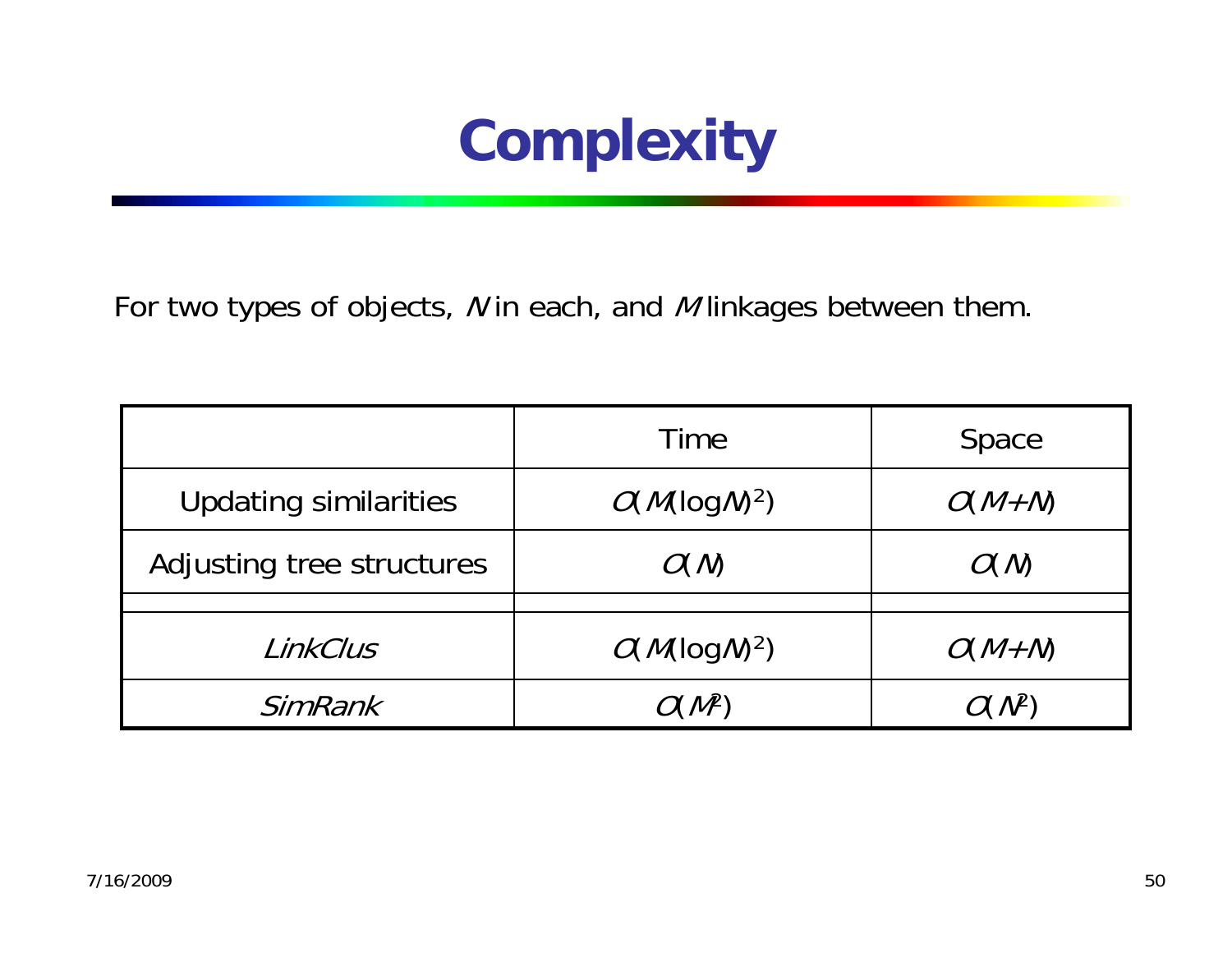# Complexity

For two types of objects, $N$ in each, and $M$ linkages between them.

| | Time | Space |
|---|---|---|
| Updating similarities | $O(M(\log N)^2)$ | $O(M+N)$ |
| Adjusting tree structures | $O(N)$ | $O(N)$ |
| | | |
| *LinkClus* | $O(M(\log N)^2)$ | $O(M+N)$ |
| *SimRank* | $O(M^2)$ | $O(N^2)$ |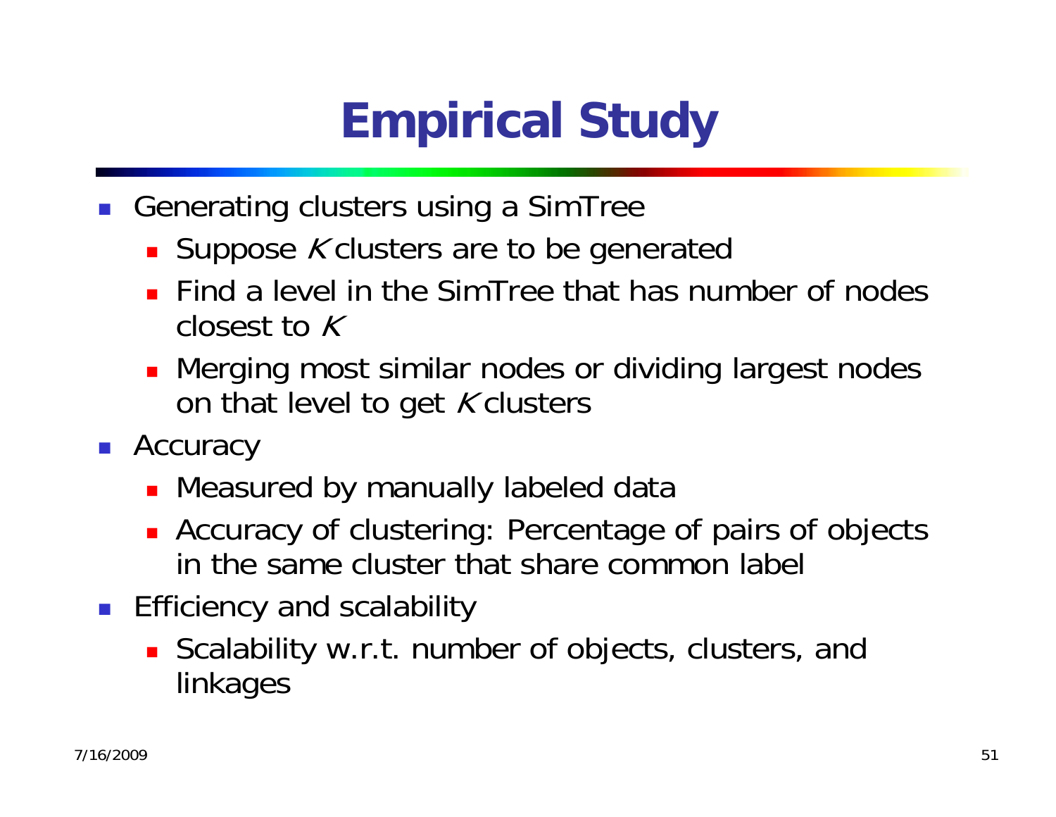# Empirical Study

- Generating clusters using a SimTree
  - Suppose $K$ clusters are to be generated
  - Find a level in the SimTree that has number of nodes closest to $K$
  - Merging most similar nodes or dividing largest nodes on that level to get $K$ clusters
- Accuracy
  - Measured by manually labeled data
  - Accuracy of clustering: Percentage of pairs of objects in the same cluster that share common label
- Efficiency and scalability
  - Scalability w.r.t. number of objects, clusters, and linkages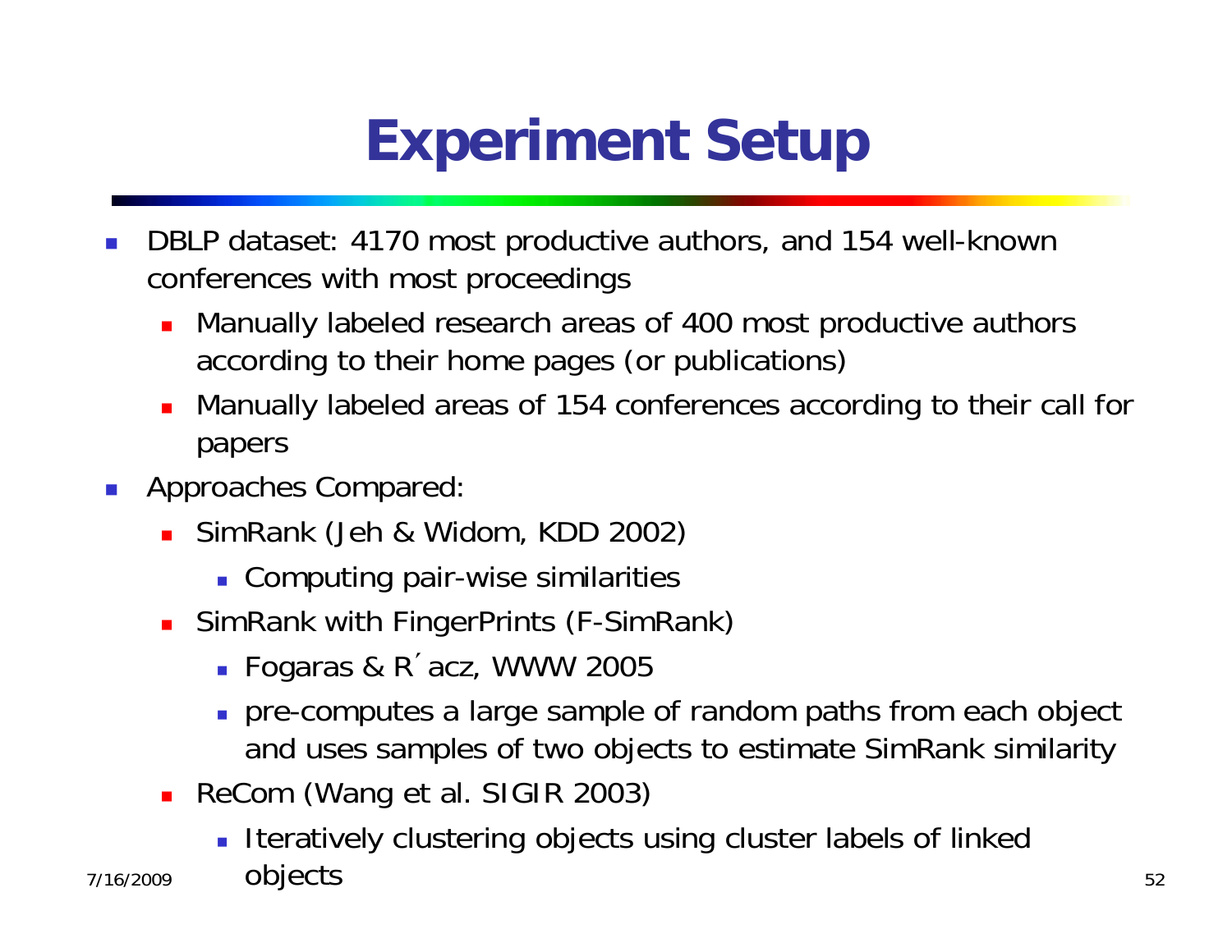# Experiment Setup

- DBLP dataset: 4170 most productive authors, and 154 well-known conferences with most proceedings
  - Manually labeled research areas of 400 most productive authors according to their home pages (or publications)
  - Manually labeled areas of 154 conferences according to their call for papers
- Approaches Compared:
  - SimRank (Jeh & Widom, KDD 2002)
    - Computing pair-wise similarities
  - SimRank with FingerPrints (F-SimRank)
    - Fogaras & R´acz, WWW 2005
    - pre-computes a large sample of random paths from each object and uses samples of two objects to estimate SimRank similarity
  - ReCom (Wang et al. SIGIR 2003)
    - Iteratively clustering objects using cluster labels of linked objects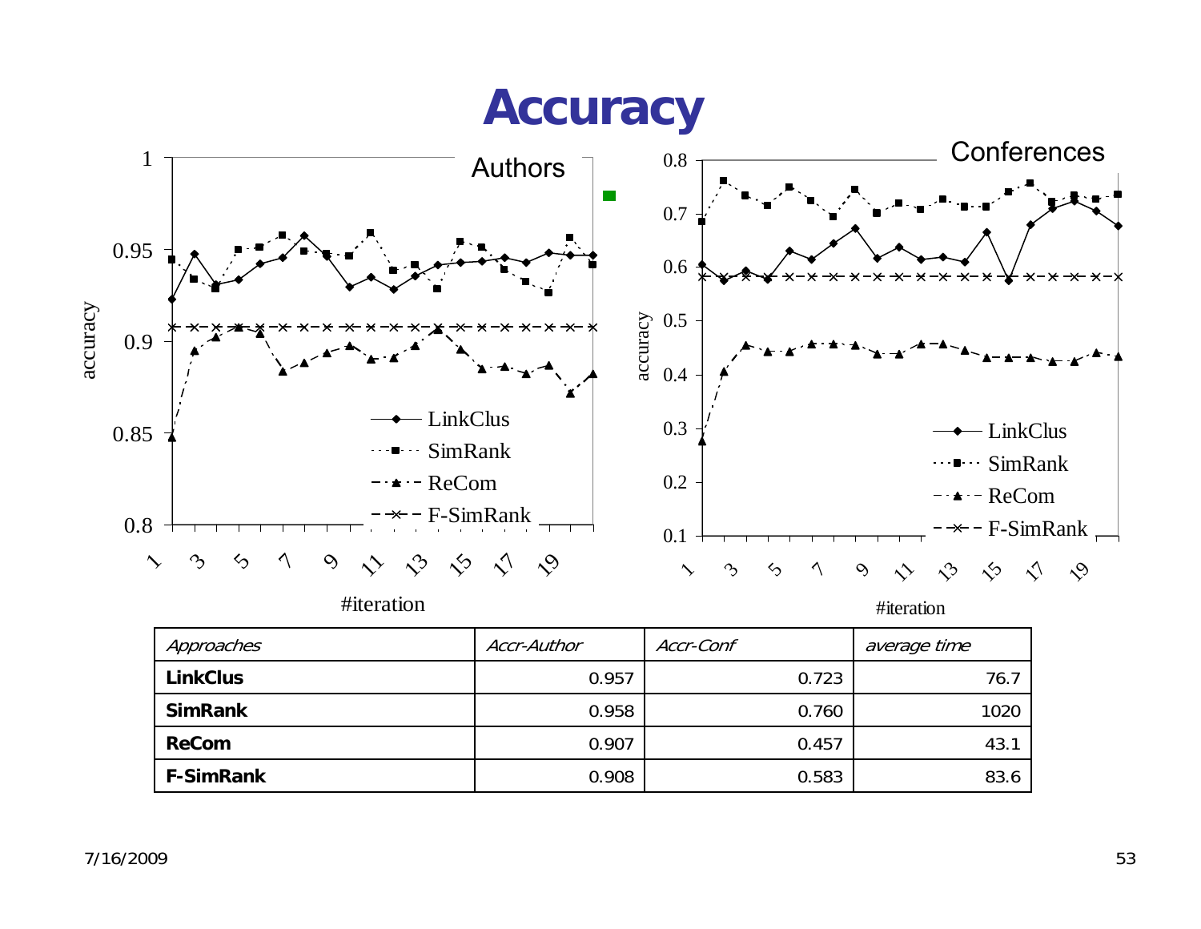# Accuracy

| *Approaches* | *Accr-Author* | *Accr-Conf* | *average time* |
|---|---|---|---|
| **LinkClus** | 0.957 | 0.723 | 76.7 |
| **SimRank** | 0.958 | 0.760 | 1020 |
| **ReCom** | 0.907 | 0.457 | 43.1 |
| **F-SimRank** | 0.908 | 0.583 | 83.6 |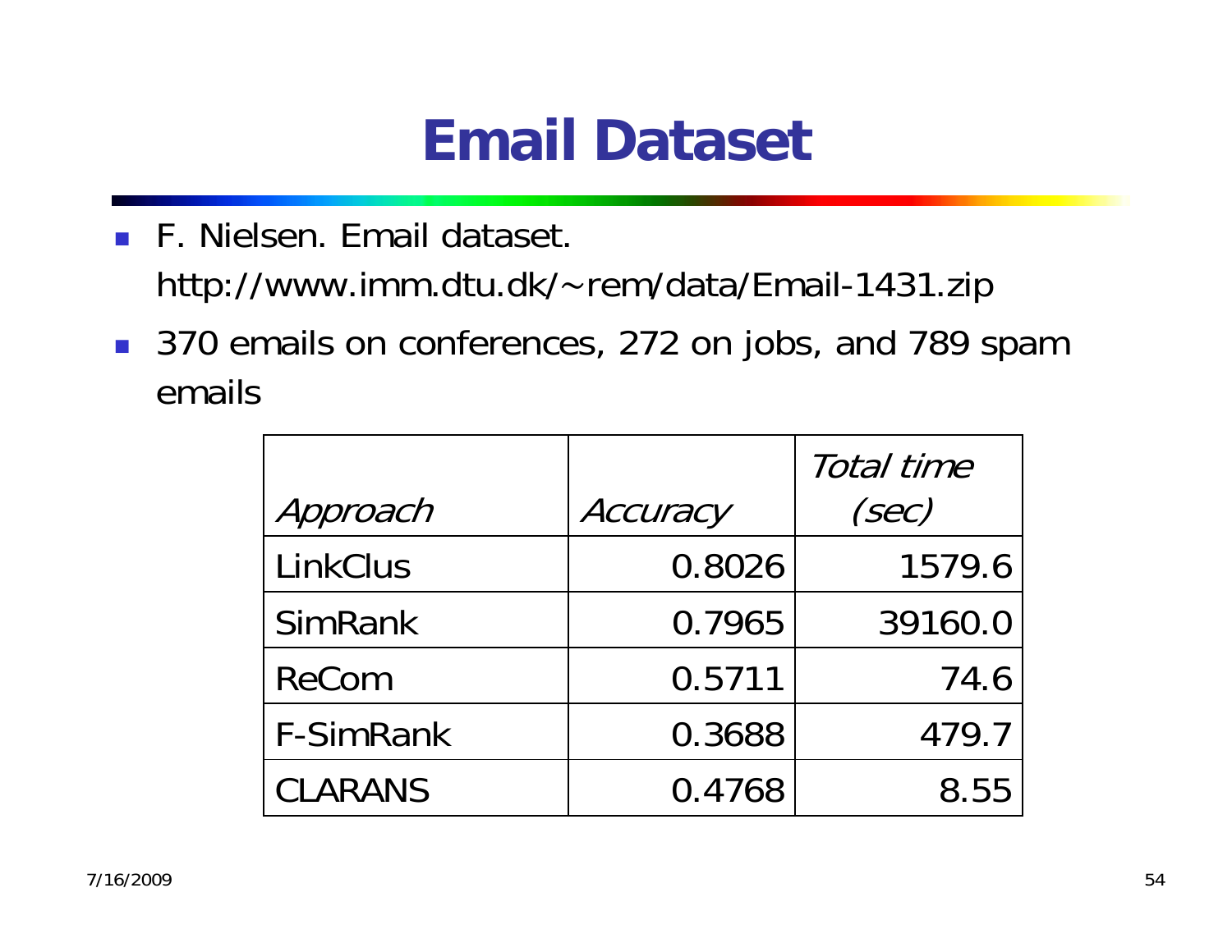# Email Dataset

- F. Nielsen. Email dataset. http://www.imm.dtu.dk/~rem/data/Email-1431.zip
- 370 emails on conferences, 272 on jobs, and 789 spam emails

| *Approach* | *Accuracy* | *Total time (sec)* |
|---|---|---|
| LinkClus | 0.8026 | 1579.6 |
| SimRank | 0.7965 | 39160.0 |
| ReCom | 0.5711 | 74.6 |
| F-SimRank | 0.3688 | 479.7 |
| CLARANS | 0.4768 | 8.55 |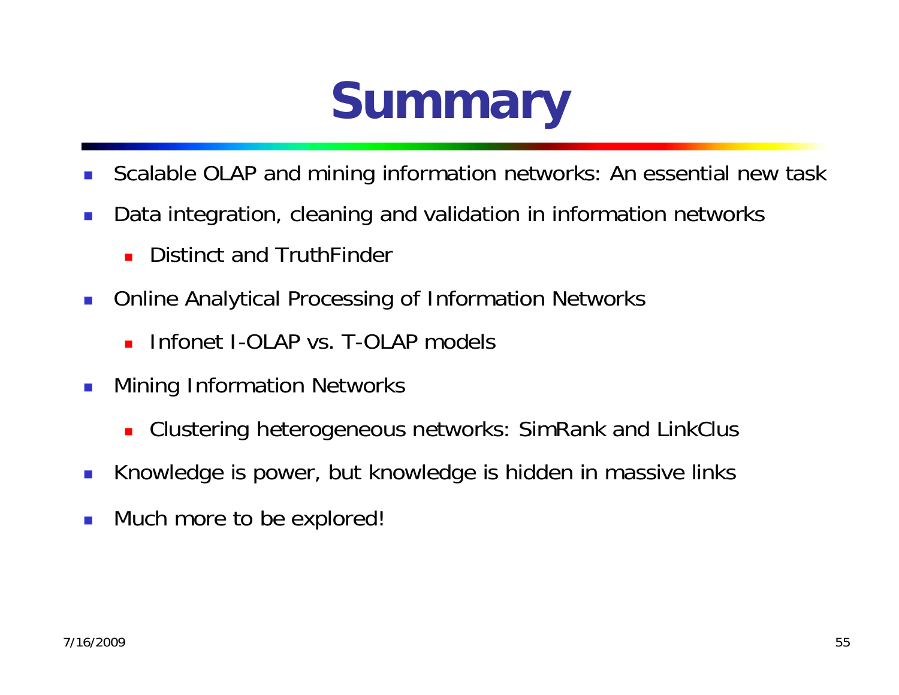# Summary

- Scalable OLAP and mining information networks: An essential new task
- Data integration, cleaning and validation in information networks
  - Distinct and TruthFinder
- Online Analytical Processing of Information Networks
  - Infonet I-OLAP vs. T-OLAP models
- Mining Information Networks
  - Clustering heterogeneous networks: SimRank and LinkClus
- Knowledge is power, but knowledge is hidden in massive links
- Much more to be explored!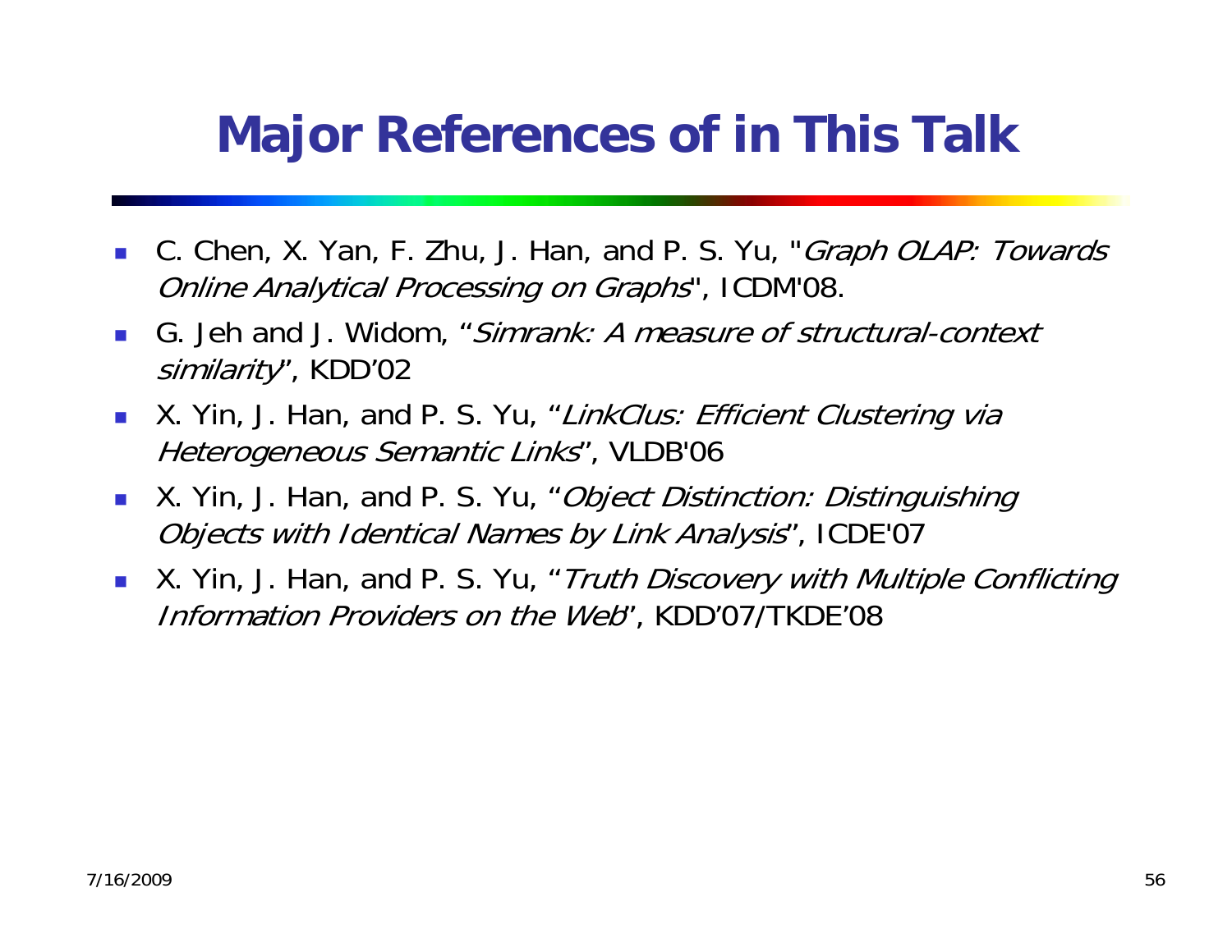# Major References of in This Talk

- C. Chen, X. Yan, F. Zhu, J. Han, and P. S. Yu, "*Graph OLAP: Towards Online Analytical Processing on Graphs*", ICDM'08.
- G. Jeh and J. Widom, "*Simrank: A measure of structural-context similarity*", KDD'02
- X. Yin, J. Han, and P. S. Yu, "*LinkClus: Efficient Clustering via Heterogeneous Semantic Links*", VLDB'06
- X. Yin, J. Han, and P. S. Yu, "*Object Distinction: Distinguishing Objects with Identical Names by Link Analysis*", ICDE'07
- X. Yin, J. Han, and P. S. Yu, "*Truth Discovery with Multiple Conflicting Information Providers on the Web*", KDD'07/TKDE'08